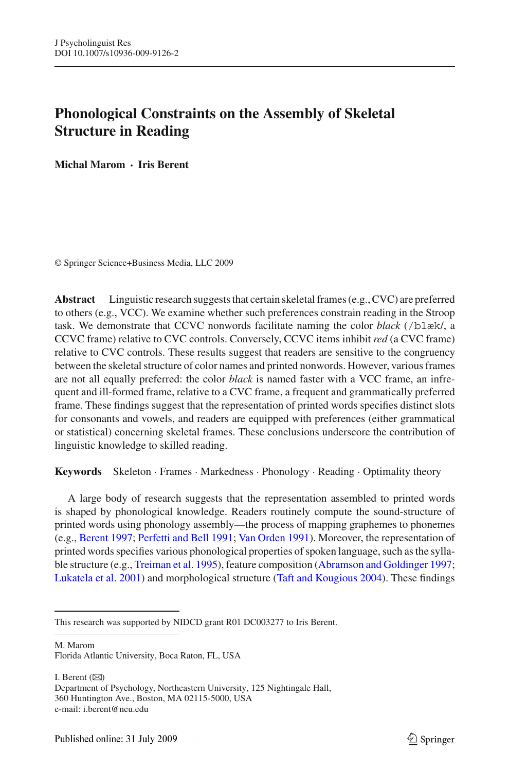# Phonological Constraints on the Assembly of Skeletal Structure in Reading

**Michal Marom · Iris Berent**

© Springer Science+Business Media, LLC 2009

**Abstract** Linguistic research suggests that certain skeletal frames (e.g., CVC) are preferred to others (e.g., VCC). We examine whether such preferences constrain reading in the Stroop task. We demonstrate that CCVC nonwords facilitate naming the color *black* (/blæk/, a CCVC frame) relative to CVC controls. Conversely, CCVC items inhibit *red* (a CVC frame) relative to CVC controls. These results suggest that readers are sensitive to the congruency between the skeletal structure of color names and printed nonwords. However, various frames are not all equally preferred: the color *black* is named faster with a VCC frame, an infrequent and ill-formed frame, relative to a CVC frame, a frequent and grammatically preferred frame. These findings suggest that the representation of printed words specifies distinct slots for consonants and vowels, and readers are equipped with preferences (either grammatical or statistical) concerning skeletal frames. These conclusions underscore the contribution of linguistic knowledge to skilled reading.

**Keywords** Skeleton · Frames · Markedness · Phonology · Reading · Optimality theory

A large body of research suggests that the representation assembled to printed words is shaped by phonological knowledge. Readers routinely compute the sound-structure of printed words using phonology assembly—the process of mapping graphemes to phonemes (e.g., Berent 1997; Perfetti and Bell 1991; Van Orden 1991). Moreover, the representation of printed words specifies various phonological properties of spoken language, such as the syllable structure (e.g., Treiman et al. 1995), feature composition (Abramson and Goldinger 1997; Lukatela et al. 2001) and morphological structure (Taft and Kougious 2004). These findings

---

This research was supported by NIDCD grant R01 DC003277 to Iris Berent.

M. Marom
Florida Atlantic University, Boca Raton, FL, USA

I. Berent (✉)
Department of Psychology, Northeastern University, 125 Nightingale Hall,
360 Huntington Ave., Boston, MA 02115-5000, USA
e-mail: i.berent@neu.edu

Published online: 31 July 2009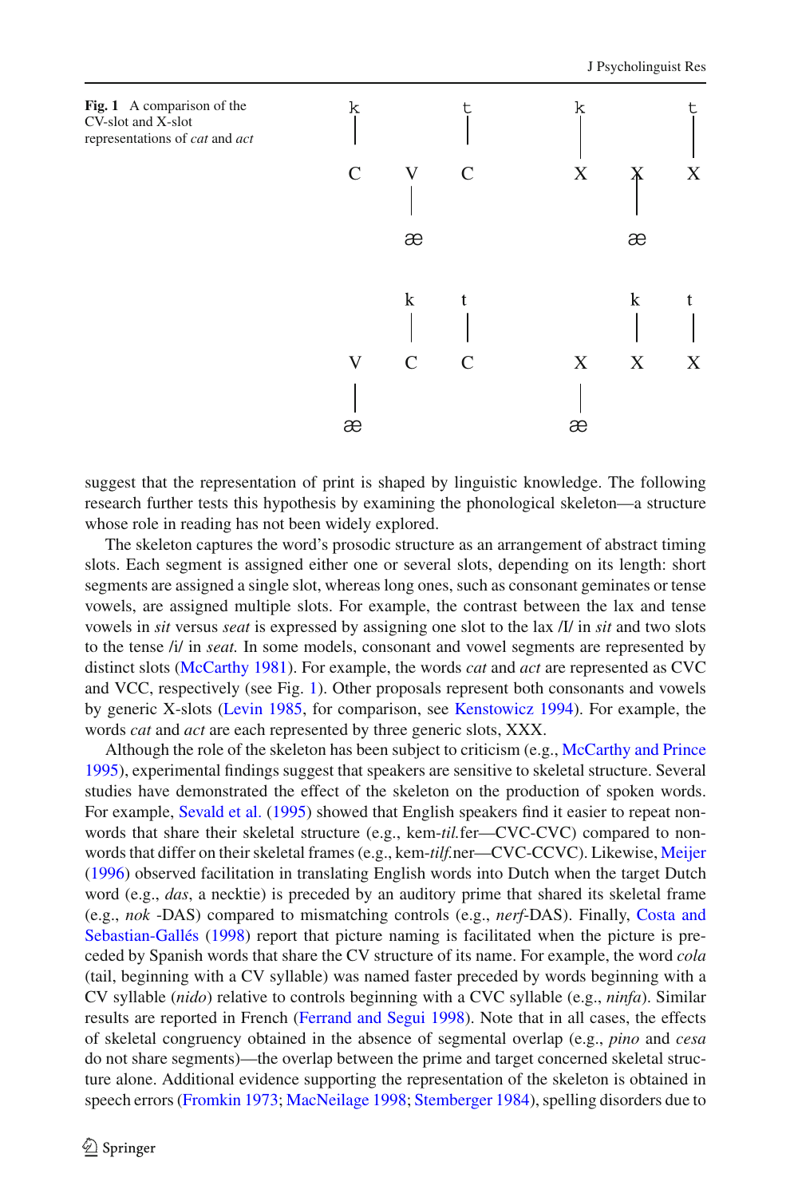**Fig. 1** A comparison of the CV-slot and X-slot representations of *cat* and *act*

suggest that the representation of print is shaped by linguistic knowledge. The following research further tests this hypothesis by examining the phonological skeleton—a structure whose role in reading has not been widely explored.

The skeleton captures the word's prosodic structure as an arrangement of abstract timing slots. Each segment is assigned either one or several slots, depending on its length: short segments are assigned a single slot, whereas long ones, such as consonant geminates or tense vowels, are assigned multiple slots. For example, the contrast between the lax and tense vowels in *sit* versus *seat* is expressed by assigning one slot to the lax /I/ in *sit* and two slots to the tense /i/ in *seat.* In some models, consonant and vowel segments are represented by distinct slots (McCarthy 1981). For example, the words *cat* and *act* are represented as CVC and VCC, respectively (see Fig. 1). Other proposals represent both consonants and vowels by generic X-slots (Levin 1985, for comparison, see Kenstowicz 1994). For example, the words *cat* and *act* are each represented by three generic slots, XXX.

Although the role of the skeleton has been subject to criticism (e.g., McCarthy and Prince 1995), experimental findings suggest that speakers are sensitive to skeletal structure. Several studies have demonstrated the effect of the skeleton on the production of spoken words. For example, Sevald et al. (1995) showed that English speakers find it easier to repeat non-words that share their skeletal structure (e.g., kem-*til.*fer—CVC-CVC) compared to non-words that differ on their skeletal frames (e.g., kem-*tilf.*ner—CVC-CCVC). Likewise, Meijer (1996) observed facilitation in translating English words into Dutch when the target Dutch word (e.g., *das*, a necktie) is preceded by an auditory prime that shared its skeletal frame (e.g., *nok* -DAS) compared to mismatching controls (e.g., *nerf*-DAS). Finally, Costa and Sebastian-Gallés (1998) report that picture naming is facilitated when the picture is preceded by Spanish words that share the CV structure of its name. For example, the word *cola* (tail, beginning with a CV syllable) was named faster preceded by words beginning with a CV syllable (*nido*) relative to controls beginning with a CVC syllable (e.g., *ninfa*). Similar results are reported in French (Ferrand and Segui 1998). Note that in all cases, the effects of skeletal congruency obtained in the absence of segmental overlap (e.g., *pino* and *cesa* do not share segments)—the overlap between the prime and target concerned skeletal structure alone. Additional evidence supporting the representation of the skeleton is obtained in speech errors (Fromkin 1973; MacNeilage 1998; Stemberger 1984), spelling disorders due to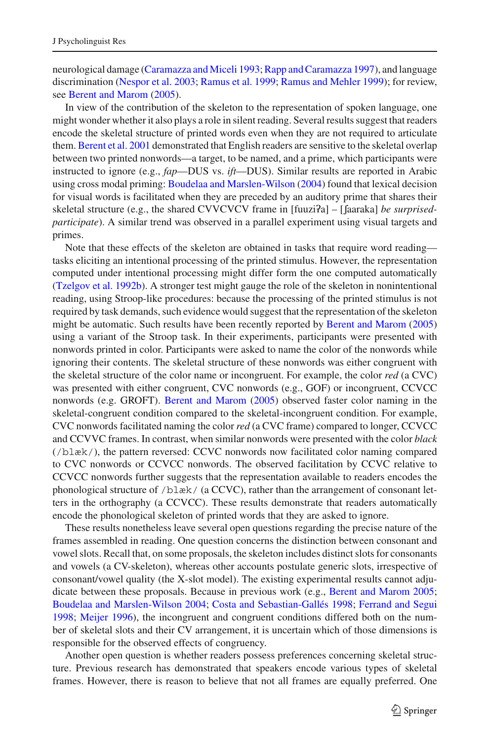neurological damage (Caramazza and Miceli 1993; Rapp and Caramazza 1997), and language discrimination (Nespor et al. 2003; Ramus et al. 1999; Ramus and Mehler 1999); for review, see Berent and Marom (2005).

In view of the contribution of the skeleton to the representation of spoken language, one might wonder whether it also plays a role in silent reading. Several results suggest that readers encode the skeletal structure of printed words even when they are not required to articulate them. Berent et al. 2001 demonstrated that English readers are sensitive to the skeletal overlap between two printed nonwords—a target, to be named, and a prime, which participants were instructed to ignore (e.g., *fap*—DUS vs. *ift*—DUS). Similar results are reported in Arabic using cross modal priming: Boudelaa and Marslen-Wilson (2004) found that lexical decision for visual words is facilitated when they are preceded by an auditory prime that shares their skeletal structure (e.g., the shared CVVCVCV frame in [fuuziʔa] – [ʃaaraka] *be surprised-participate*). A similar trend was observed in a parallel experiment using visual targets and primes.

Note that these effects of the skeleton are obtained in tasks that require word reading—tasks eliciting an intentional processing of the printed stimulus. However, the representation computed under intentional processing might differ form the one computed automatically (Tzelgov et al. 1992b). A stronger test might gauge the role of the skeleton in nonintentional reading, using Stroop-like procedures: because the processing of the printed stimulus is not required by task demands, such evidence would suggest that the representation of the skeleton might be automatic. Such results have been recently reported by Berent and Marom (2005) using a variant of the Stroop task. In their experiments, participants were presented with nonwords printed in color. Participants were asked to name the color of the nonwords while ignoring their contents. The skeletal structure of these nonwords was either congruent with the skeletal structure of the color name or incongruent. For example, the color *red* (a CVC) was presented with either congruent, CVC nonwords (e.g., GOF) or incongruent, CCVCC nonwords (e.g. GROFT). Berent and Marom (2005) observed faster color naming in the skeletal-congruent condition compared to the skeletal-incongruent condition. For example, CVC nonwords facilitated naming the color *red* (a CVC frame) compared to longer, CCVCC and CCVVC frames. In contrast, when similar nonwords were presented with the color *black* (/blæk/), the pattern reversed: CCVC nonwords now facilitated color naming compared to CVC nonwords or CCVCC nonwords. The observed facilitation by CCVC relative to CCVCC nonwords further suggests that the representation available to readers encodes the phonological structure of /blæk/ (a CCVC), rather than the arrangement of consonant letters in the orthography (a CCVCC). These results demonstrate that readers automatically encode the phonological skeleton of printed words that they are asked to ignore.

These results nonetheless leave several open questions regarding the precise nature of the frames assembled in reading. One question concerns the distinction between consonant and vowel slots. Recall that, on some proposals, the skeleton includes distinct slots for consonants and vowels (a CV-skeleton), whereas other accounts postulate generic slots, irrespective of consonant/vowel quality (the X-slot model). The existing experimental results cannot adjudicate between these proposals. Because in previous work (e.g., Berent and Marom 2005; Boudelaa and Marslen-Wilson 2004; Costa and Sebastian-Gallés 1998; Ferrand and Segui 1998; Meijer 1996), the incongruent and congruent conditions differed both on the number of skeletal slots and their CV arrangement, it is uncertain which of those dimensions is responsible for the observed effects of congruency.

Another open question is whether readers possess preferences concerning skeletal structure. Previous research has demonstrated that speakers encode various types of skeletal frames. However, there is reason to believe that not all frames are equally preferred. One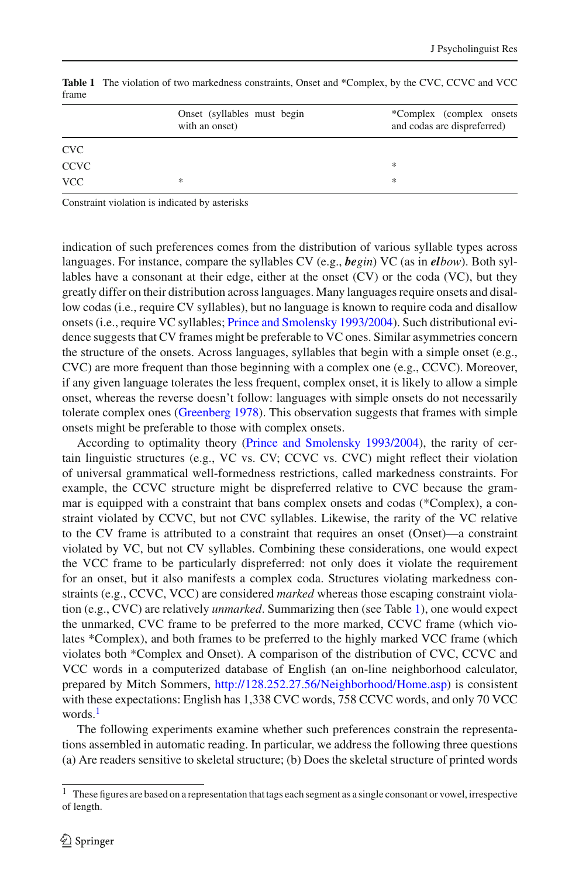**Table 1** The violation of two markedness constraints, Onset and *Complex, by the CVC, CCVC and VCC frame

| | Onset (syllables must begin with an onset) | *Complex (complex onsets and codas are dispreferred) |
|---|---|---|
| CVC | | |
| CCVC | | * |
| VCC | * | * |

Constraint violation is indicated by asterisks

indication of such preferences comes from the distribution of various syllable types across languages. For instance, compare the syllables CV (e.g., ***be****gin*) VC (as in ***el****bow*). Both syllables have a consonant at their edge, either at the onset (CV) or the coda (VC), but they greatly differ on their distribution across languages. Many languages require onsets and disallow codas (i.e., require CV syllables), but no language is known to require coda and disallow onsets (i.e., require VC syllables; Prince and Smolensky 1993/2004). Such distributional evidence suggests that CV frames might be preferable to VC ones. Similar asymmetries concern the structure of the onsets. Across languages, syllables that begin with a simple onset (e.g., CVC) are more frequent than those beginning with a complex one (e.g., CCVC). Moreover, if any given language tolerates the less frequent, complex onset, it is likely to allow a simple onset, whereas the reverse doesn't follow: languages with simple onsets do not necessarily tolerate complex ones (Greenberg 1978). This observation suggests that frames with simple onsets might be preferable to those with complex onsets.

According to optimality theory (Prince and Smolensky 1993/2004), the rarity of certain linguistic structures (e.g., VC vs. CV; CCVC vs. CVC) might reflect their violation of universal grammatical well-formedness restrictions, called markedness constraints. For example, the CCVC structure might be dispreferred relative to CVC because the grammar is equipped with a constraint that bans complex onsets and codas (*Complex), a constraint violated by CCVC, but not CVC syllables. Likewise, the rarity of the VC relative to the CV frame is attributed to a constraint that requires an onset (Onset)—a constraint violated by VC, but not CV syllables. Combining these considerations, one would expect the VCC frame to be particularly dispreferred: not only does it violate the requirement for an onset, but it also manifests a complex coda. Structures violating markedness constraints (e.g., CCVC, VCC) are considered *marked* whereas those escaping constraint violation (e.g., CVC) are relatively *unmarked*. Summarizing then (see Table 1), one would expect the unmarked, CVC frame to be preferred to the more marked, CCVC frame (which violates *Complex), and both frames to be preferred to the highly marked VCC frame (which violates both *Complex and Onset). A comparison of the distribution of CVC, CCVC and VCC words in a computerized database of English (an on-line neighborhood calculator, prepared by Mitch Sommers, http://128.252.27.56/Neighborhood/Home.asp) is consistent with these expectations: English has 1,338 CVC words, 758 CCVC words, and only 70 VCC words.[1]

The following experiments examine whether such preferences constrain the representations assembled in automatic reading. In particular, we address the following three questions (a) Are readers sensitive to skeletal structure; (b) Does the skeletal structure of printed words

[1] These figures are based on a representation that tags each segment as a single consonant or vowel, irrespective of length.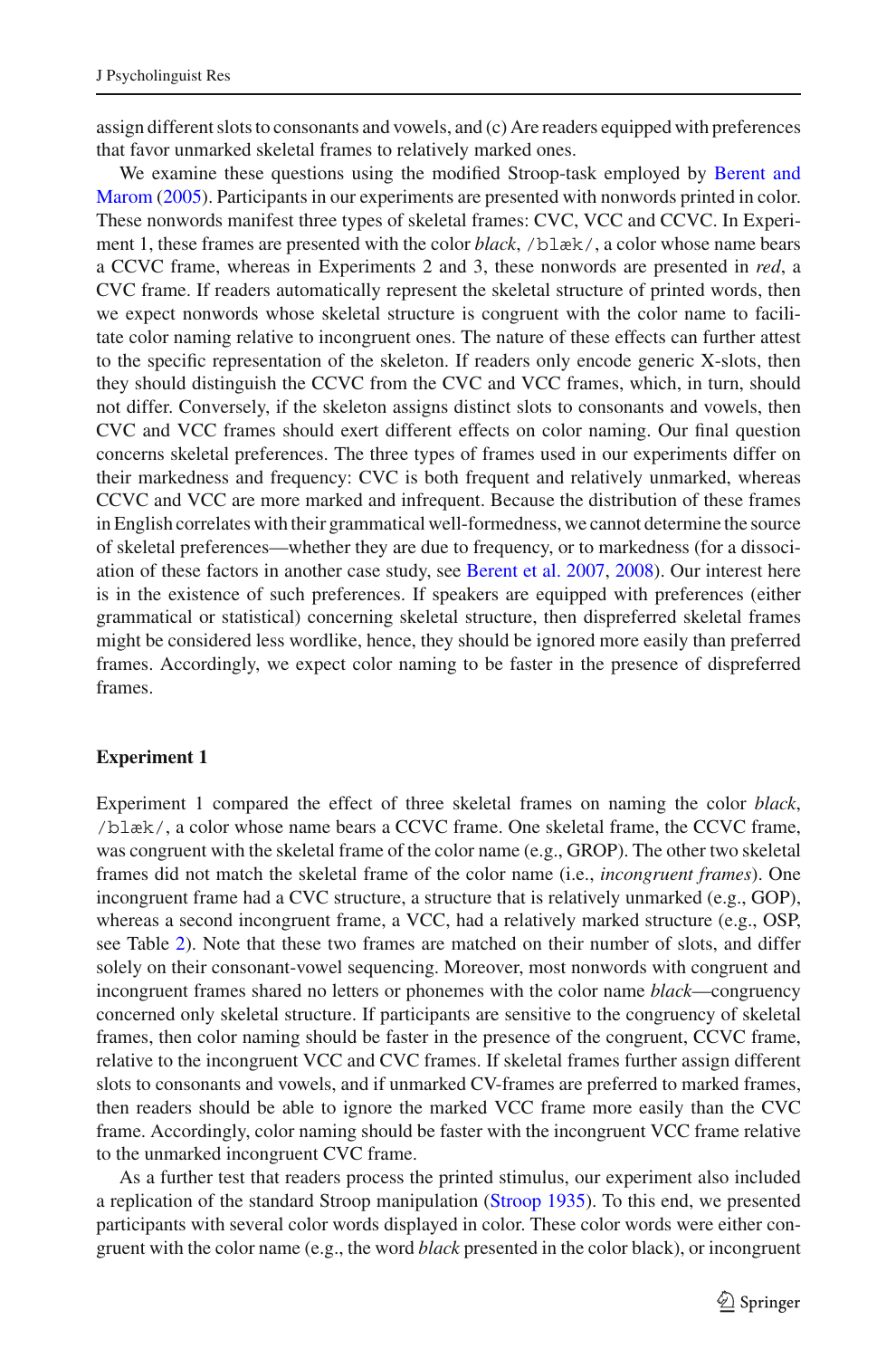assign different slots to consonants and vowels, and (c) Are readers equipped with preferences that favor unmarked skeletal frames to relatively marked ones.

We examine these questions using the modified Stroop-task employed by Berent and Marom (2005). Participants in our experiments are presented with nonwords printed in color. These nonwords manifest three types of skeletal frames: CVC, VCC and CCVC. In Experiment 1, these frames are presented with the color *black*, /blæk/, a color whose name bears a CCVC frame, whereas in Experiments 2 and 3, these nonwords are presented in *red*, a CVC frame. If readers automatically represent the skeletal structure of printed words, then we expect nonwords whose skeletal structure is congruent with the color name to facilitate color naming relative to incongruent ones. The nature of these effects can further attest to the specific representation of the skeleton. If readers only encode generic X-slots, then they should distinguish the CCVC from the CVC and VCC frames, which, in turn, should not differ. Conversely, if the skeleton assigns distinct slots to consonants and vowels, then CVC and VCC frames should exert different effects on color naming. Our final question concerns skeletal preferences. The three types of frames used in our experiments differ on their markedness and frequency: CVC is both frequent and relatively unmarked, whereas CCVC and VCC are more marked and infrequent. Because the distribution of these frames in English correlates with their grammatical well-formedness, we cannot determine the source of skeletal preferences—whether they are due to frequency, or to markedness (for a dissociation of these factors in another case study, see Berent et al. 2007, 2008). Our interest here is in the existence of such preferences. If speakers are equipped with preferences (either grammatical or statistical) concerning skeletal structure, then dispreferred skeletal frames might be considered less wordlike, hence, they should be ignored more easily than preferred frames. Accordingly, we expect color naming to be faster in the presence of dispreferred frames.

## Experiment 1

Experiment 1 compared the effect of three skeletal frames on naming the color *black*, /blæk/, a color whose name bears a CCVC frame. One skeletal frame, the CCVC frame, was congruent with the skeletal frame of the color name (e.g., GROP). The other two skeletal frames did not match the skeletal frame of the color name (i.e., *incongruent frames*). One incongruent frame had a CVC structure, a structure that is relatively unmarked (e.g., GOP), whereas a second incongruent frame, a VCC, had a relatively marked structure (e.g., OSP, see Table 2). Note that these two frames are matched on their number of slots, and differ solely on their consonant-vowel sequencing. Moreover, most nonwords with congruent and incongruent frames shared no letters or phonemes with the color name *black*—congruency concerned only skeletal structure. If participants are sensitive to the congruency of skeletal frames, then color naming should be faster in the presence of the congruent, CCVC frame, relative to the incongruent VCC and CVC frames. If skeletal frames further assign different slots to consonants and vowels, and if unmarked CV-frames are preferred to marked frames, then readers should be able to ignore the marked VCC frame more easily than the CVC frame. Accordingly, color naming should be faster with the incongruent VCC frame relative to the unmarked incongruent CVC frame.

As a further test that readers process the printed stimulus, our experiment also included a replication of the standard Stroop manipulation (Stroop 1935). To this end, we presented participants with several color words displayed in color. These color words were either congruent with the color name (e.g., the word *black* presented in the color black), or incongruent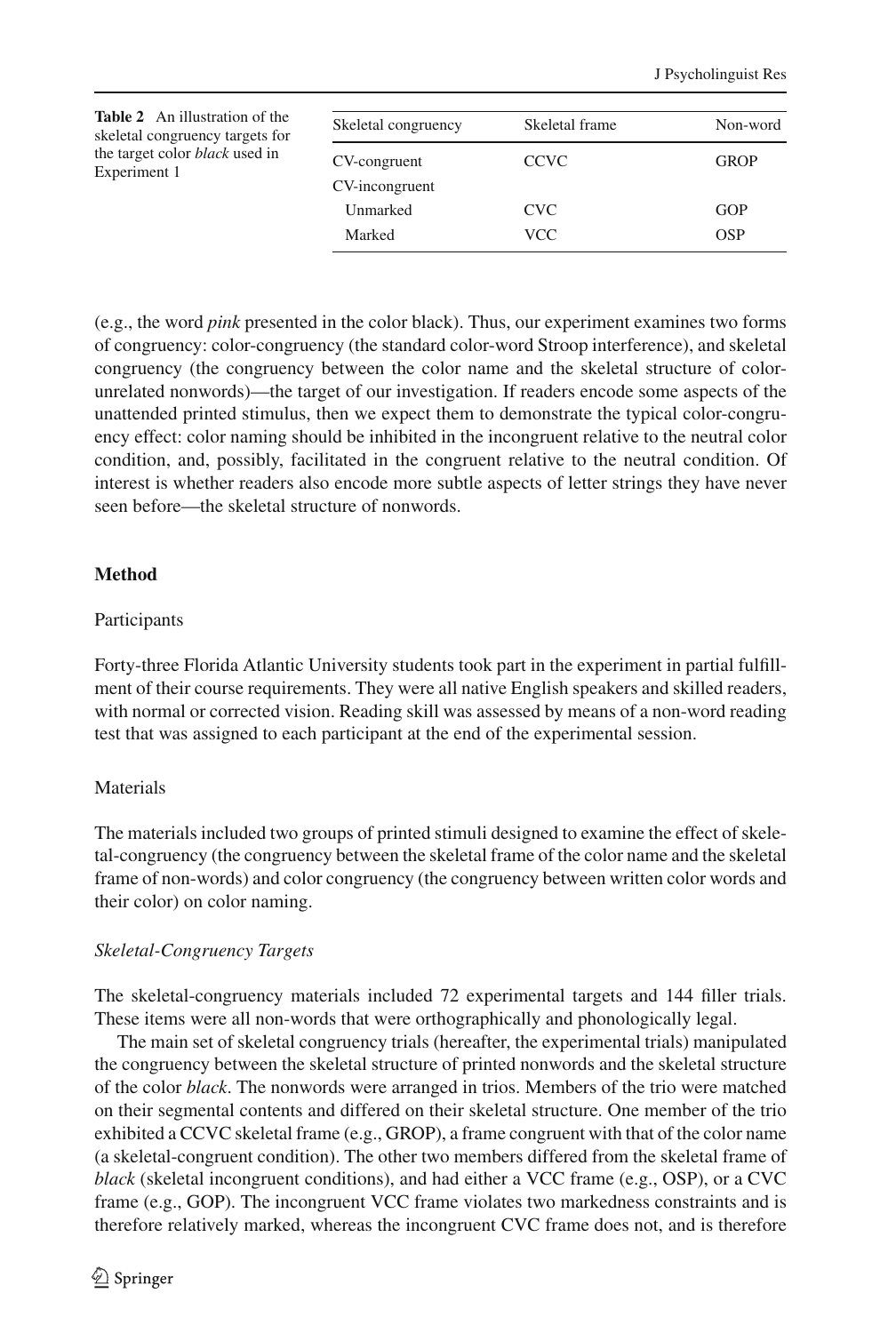**Table 2** An illustration of the skeletal congruency targets for the target color *black* used in Experiment 1

| Skeletal congruency | Skeletal frame | Non-word |
|---|---|---|
| CV-congruent | CCVC | GROP |
| CV-incongruent | | |
| Unmarked | CVC | GOP |
| Marked | VCC | OSP |

(e.g., the word *pink* presented in the color black). Thus, our experiment examines two forms of congruency: color-congruency (the standard color-word Stroop interference), and skeletal congruency (the congruency between the color name and the skeletal structure of color-unrelated nonwords)—the target of our investigation. If readers encode some aspects of the unattended printed stimulus, then we expect them to demonstrate the typical color-congruency effect: color naming should be inhibited in the incongruent relative to the neutral color condition, and, possibly, facilitated in the congruent relative to the neutral condition. Of interest is whether readers also encode more subtle aspects of letter strings they have never seen before—the skeletal structure of nonwords.

## Method

### Participants

Forty-three Florida Atlantic University students took part in the experiment in partial fulfillment of their course requirements. They were all native English speakers and skilled readers, with normal or corrected vision. Reading skill was assessed by means of a non-word reading test that was assigned to each participant at the end of the experimental session.

### Materials

The materials included two groups of printed stimuli designed to examine the effect of skeletal-congruency (the congruency between the skeletal frame of the color name and the skeletal frame of non-words) and color congruency (the congruency between written color words and their color) on color naming.

#### *Skeletal-Congruency Targets*

The skeletal-congruency materials included 72 experimental targets and 144 filler trials. These items were all non-words that were orthographically and phonologically legal.

The main set of skeletal congruency trials (hereafter, the experimental trials) manipulated the congruency between the skeletal structure of printed nonwords and the skeletal structure of the color *black*. The nonwords were arranged in trios. Members of the trio were matched on their segmental contents and differed on their skeletal structure. One member of the trio exhibited a CCVC skeletal frame (e.g., GROP), a frame congruent with that of the color name (a skeletal-congruent condition). The other two members differed from the skeletal frame of *black* (skeletal incongruent conditions), and had either a VCC frame (e.g., OSP), or a CVC frame (e.g., GOP). The incongruent VCC frame violates two markedness constraints and is therefore relatively marked, whereas the incongruent CVC frame does not, and is therefore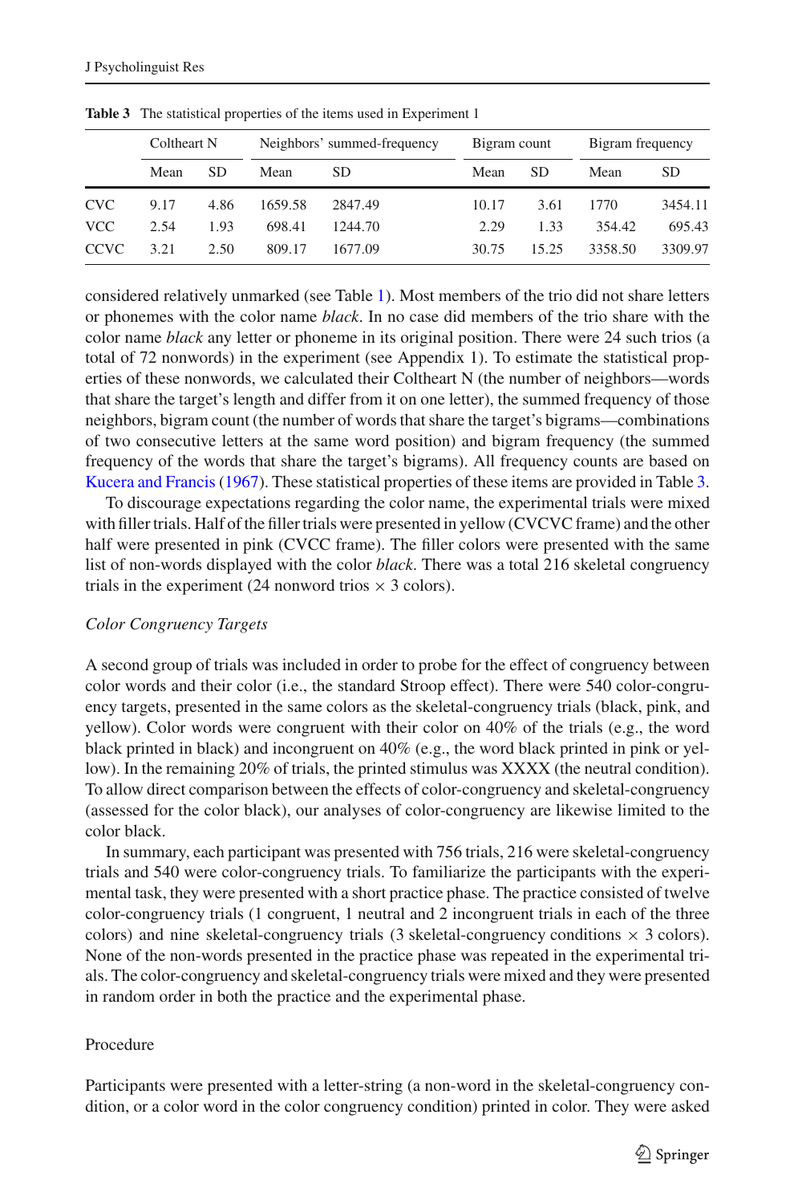**Table 3** The statistical properties of the items used in Experiment 1

| | Coltheart N | | Neighbors' summed-frequency | | Bigram count | | Bigram frequency | |
|---|---|---|---|---|---|---|---|---|
| | Mean | SD | Mean | SD | Mean | SD | Mean | SD |
| CVC | 9.17 | 4.86 | 1659.58 | 2847.49 | 10.17 | 3.61 | 1770 | 3454.11 |
| VCC | 2.54 | 1.93 | 698.41 | 1244.70 | 2.29 | 1.33 | 354.42 | 695.43 |
| CCVC | 3.21 | 2.50 | 809.17 | 1677.09 | 30.75 | 15.25 | 3358.50 | 3309.97 |

considered relatively unmarked (see Table 1). Most members of the trio did not share letters or phonemes with the color name *black*. In no case did members of the trio share with the color name *black* any letter or phoneme in its original position. There were 24 such trios (a total of 72 nonwords) in the experiment (see Appendix 1). To estimate the statistical properties of these nonwords, we calculated their Coltheart N (the number of neighbors—words that share the target's length and differ from it on one letter), the summed frequency of those neighbors, bigram count (the number of words that share the target's bigrams—combinations of two consecutive letters at the same word position) and bigram frequency (the summed frequency of the words that share the target's bigrams). All frequency counts are based on Kucera and Francis (1967). These statistical properties of these items are provided in Table 3.

To discourage expectations regarding the color name, the experimental trials were mixed with filler trials. Half of the filler trials were presented in yellow (CVCVC frame) and the other half were presented in pink (CVCC frame). The filler colors were presented with the same list of non-words displayed with the color *black*. There was a total 216 skeletal congruency trials in the experiment (24 nonword trios × 3 colors).

*Color Congruency Targets*

A second group of trials was included in order to probe for the effect of congruency between color words and their color (i.e., the standard Stroop effect). There were 540 color-congruency targets, presented in the same colors as the skeletal-congruency trials (black, pink, and yellow). Color words were congruent with their color on 40% of the trials (e.g., the word black printed in black) and incongruent on 40% (e.g., the word black printed in pink or yellow). In the remaining 20% of trials, the printed stimulus was XXXX (the neutral condition). To allow direct comparison between the effects of color-congruency and skeletal-congruency (assessed for the color black), our analyses of color-congruency are likewise limited to the color black.

In summary, each participant was presented with 756 trials, 216 were skeletal-congruency trials and 540 were color-congruency trials. To familiarize the participants with the experimental task, they were presented with a short practice phase. The practice consisted of twelve color-congruency trials (1 congruent, 1 neutral and 2 incongruent trials in each of the three colors) and nine skeletal-congruency trials (3 skeletal-congruency conditions × 3 colors). None of the non-words presented in the practice phase was repeated in the experimental trials. The color-congruency and skeletal-congruency trials were mixed and they were presented in random order in both the practice and the experimental phase.

Procedure

Participants were presented with a letter-string (a non-word in the skeletal-congruency condition, or a color word in the color congruency condition) printed in color. They were asked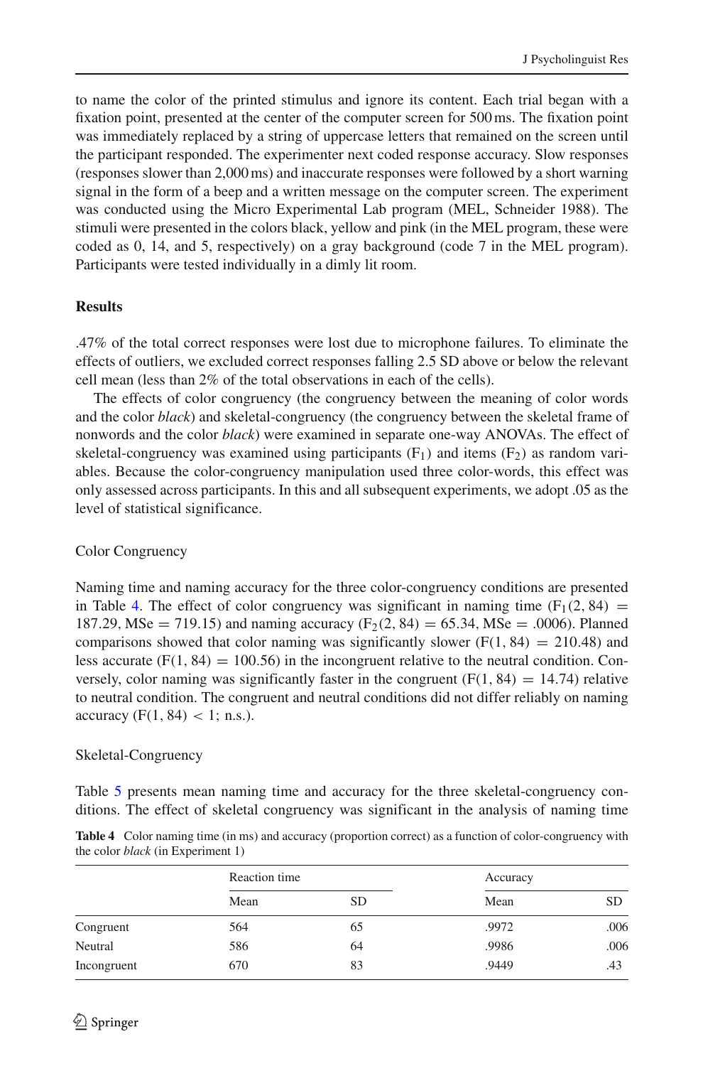to name the color of the printed stimulus and ignore its content. Each trial began with a fixation point, presented at the center of the computer screen for 500 ms. The fixation point was immediately replaced by a string of uppercase letters that remained on the screen until the participant responded. The experimenter next coded response accuracy. Slow responses (responses slower than 2,000 ms) and inaccurate responses were followed by a short warning signal in the form of a beep and a written message on the computer screen. The experiment was conducted using the Micro Experimental Lab program (MEL, Schneider 1988). The stimuli were presented in the colors black, yellow and pink (in the MEL program, these were coded as 0, 14, and 5, respectively) on a gray background (code 7 in the MEL program). Participants were tested individually in a dimly lit room.

## Results

.47% of the total correct responses were lost due to microphone failures. To eliminate the effects of outliers, we excluded correct responses falling 2.5 SD above or below the relevant cell mean (less than 2% of the total observations in each of the cells).

The effects of color congruency (the congruency between the meaning of color words and the color *black*) and skeletal-congruency (the congruency between the skeletal frame of nonwords and the color *black*) were examined in separate one-way ANOVAs. The effect of skeletal-congruency was examined using participants ($F_1$) and items ($F_2$) as random variables. Because the color-congruency manipulation used three color-words, this effect was only assessed across participants. In this and all subsequent experiments, we adopt .05 as the level of statistical significance.

### Color Congruency

Naming time and naming accuracy for the three color-congruency conditions are presented in Table 4. The effect of color congruency was significant in naming time ($F_1(2, 84) = 187.29$, MSe $= 719.15$) and naming accuracy ($F_2(2, 84) = 65.34$, MSe $= .0006$). Planned comparisons showed that color naming was significantly slower ($F(1, 84) = 210.48$) and less accurate ($F(1, 84) = 100.56$) in the incongruent relative to the neutral condition. Conversely, color naming was significantly faster in the congruent ($F(1, 84) = 14.74$) relative to neutral condition. The congruent and neutral conditions did not differ reliably on naming accuracy ($F(1, 84) < 1$; n.s.).

### Skeletal-Congruency

Table 5 presents mean naming time and accuracy for the three skeletal-congruency conditions. The effect of skeletal congruency was significant in the analysis of naming time

**Table 4** Color naming time (in ms) and accuracy (proportion correct) as a function of color-congruency with the color *black* (in Experiment 1)

| | Reaction time | | Accuracy | |
|---|---|---|---|---|
| | Mean | SD | Mean | SD |
| Congruent | 564 | 65 | .9972 | .006 |
| Neutral | 586 | 64 | .9986 | .006 |
| Incongruent | 670 | 83 | .9449 | .43 |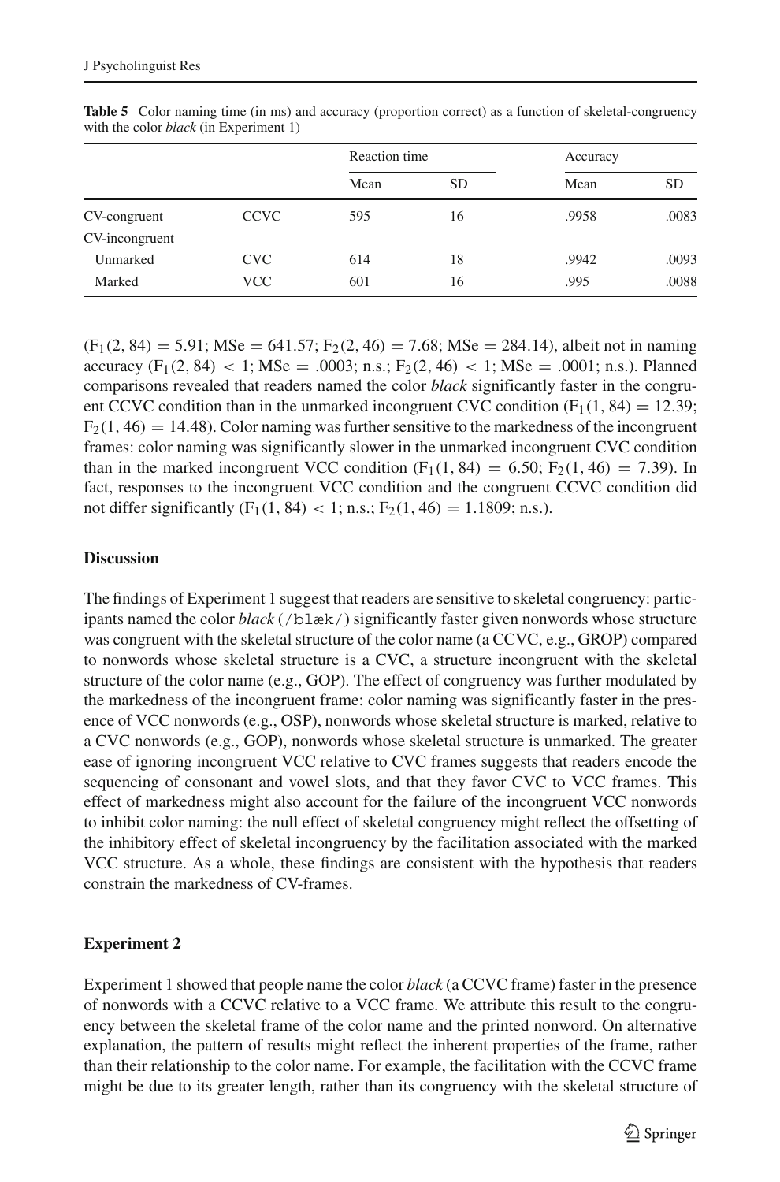**Table 5** Color naming time (in ms) and accuracy (proportion correct) as a function of skeletal-congruency with the color *black* (in Experiment 1)

| | | Reaction time | | Accuracy | |
|---|---|---|---|---|---|
| | | Mean | SD | Mean | SD |
| CV-congruent | CCVC | 595 | 16 | .9958 | .0083 |
| CV-incongruent | | | | | |
| Unmarked | CVC | 614 | 18 | .9942 | .0093 |
| Marked | VCC | 601 | 16 | .995 | .0088 |

($F_1(2, 84) = 5.91$; MSe = 641.57; $F_2(2, 46) = 7.68$; MSe = 284.14), albeit not in naming accuracy ($F_1(2, 84) < 1$; MSe = .0003; n.s.; $F_2(2, 46) < 1$; MSe = .0001; n.s.). Planned comparisons revealed that readers named the color *black* significantly faster in the congruent CCVC condition than in the unmarked incongruent CVC condition ($F_1(1, 84) = 12.39$; $F_2(1, 46) = 14.48$). Color naming was further sensitive to the markedness of the incongruent frames: color naming was significantly slower in the unmarked incongruent CVC condition than in the marked incongruent VCC condition ($F_1(1, 84) = 6.50$; $F_2(1, 46) = 7.39$). In fact, responses to the incongruent VCC condition and the congruent CCVC condition did not differ significantly ($F_1(1, 84) < 1$; n.s.; $F_2(1, 46) = 1.1809$; n.s.).

## Discussion

The findings of Experiment 1 suggest that readers are sensitive to skeletal congruency: participants named the color *black* (/blæk/) significantly faster given nonwords whose structure was congruent with the skeletal structure of the color name (a CCVC, e.g., GROP) compared to nonwords whose skeletal structure is a CVC, a structure incongruent with the skeletal structure of the color name (e.g., GOP). The effect of congruency was further modulated by the markedness of the incongruent frame: color naming was significantly faster in the presence of VCC nonwords (e.g., OSP), nonwords whose skeletal structure is marked, relative to a CVC nonwords (e.g., GOP), nonwords whose skeletal structure is unmarked. The greater ease of ignoring incongruent VCC relative to CVC frames suggests that readers encode the sequencing of consonant and vowel slots, and that they favor CVC to VCC frames. This effect of markedness might also account for the failure of the incongruent VCC nonwords to inhibit color naming: the null effect of skeletal congruency might reflect the offsetting of the inhibitory effect of skeletal incongruency by the facilitation associated with the marked VCC structure. As a whole, these findings are consistent with the hypothesis that readers constrain the markedness of CV-frames.

## Experiment 2

Experiment 1 showed that people name the color *black* (a CCVC frame) faster in the presence of nonwords with a CCVC relative to a VCC frame. We attribute this result to the congruency between the skeletal frame of the color name and the printed nonword. On alternative explanation, the pattern of results might reflect the inherent properties of the frame, rather than their relationship to the color name. For example, the facilitation with the CCVC frame might be due to its greater length, rather than its congruency with the skeletal structure of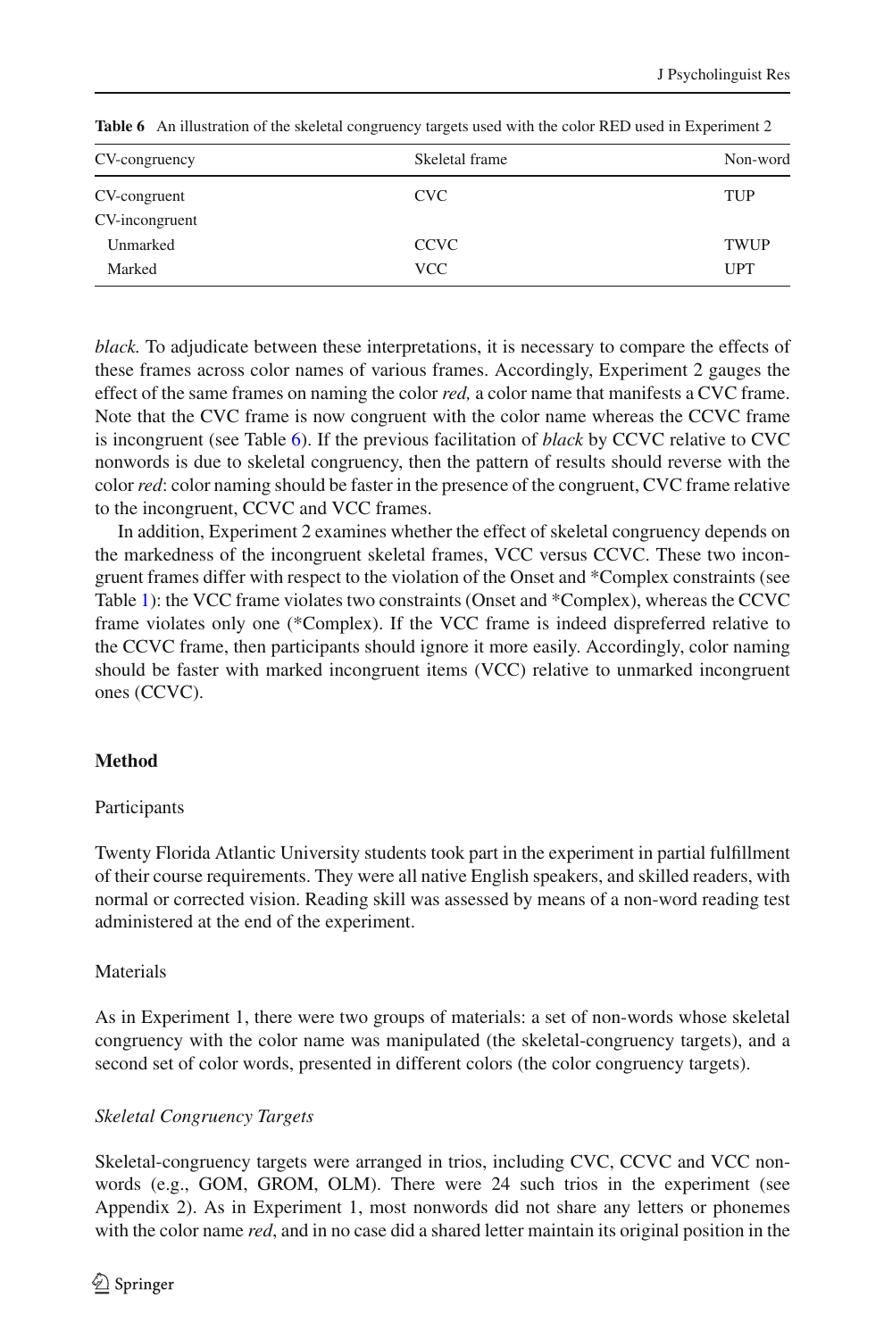**Table 6** An illustration of the skeletal congruency targets used with the color RED used in Experiment 2

| CV-congruency | Skeletal frame | Non-word |
|---|---|---|
| CV-congruent | CVC | TUP |
| CV-incongruent | | |
| Unmarked | CCVC | TWUP |
| Marked | VCC | UPT |

*black.* To adjudicate between these interpretations, it is necessary to compare the effects of these frames across color names of various frames. Accordingly, Experiment 2 gauges the effect of the same frames on naming the color *red,* a color name that manifests a CVC frame. Note that the CVC frame is now congruent with the color name whereas the CCVC frame is incongruent (see Table 6). If the previous facilitation of *black* by CCVC relative to CVC nonwords is due to skeletal congruency, then the pattern of results should reverse with the color *red*: color naming should be faster in the presence of the congruent, CVC frame relative to the incongruent, CCVC and VCC frames.

In addition, Experiment 2 examines whether the effect of skeletal congruency depends on the markedness of the incongruent skeletal frames, VCC versus CCVC. These two incongruent frames differ with respect to the violation of the Onset and *Complex constraints (see Table 1): the VCC frame violates two constraints (Onset and *Complex), whereas the CCVC frame violates only one (*Complex). If the VCC frame is indeed dispreferred relative to the CCVC frame, then participants should ignore it more easily. Accordingly, color naming should be faster with marked incongruent items (VCC) relative to unmarked incongruent ones (CCVC).

## Method

### Participants

Twenty Florida Atlantic University students took part in the experiment in partial fulfillment of their course requirements. They were all native English speakers, and skilled readers, with normal or corrected vision. Reading skill was assessed by means of a non-word reading test administered at the end of the experiment.

### Materials

As in Experiment 1, there were two groups of materials: a set of non-words whose skeletal congruency with the color name was manipulated (the skeletal-congruency targets), and a second set of color words, presented in different colors (the color congruency targets).

#### *Skeletal Congruency Targets*

Skeletal-congruency targets were arranged in trios, including CVC, CCVC and VCC nonwords (e.g., GOM, GROM, OLM). There were 24 such trios in the experiment (see Appendix 2). As in Experiment 1, most nonwords did not share any letters or phonemes with the color name *red*, and in no case did a shared letter maintain its original position in the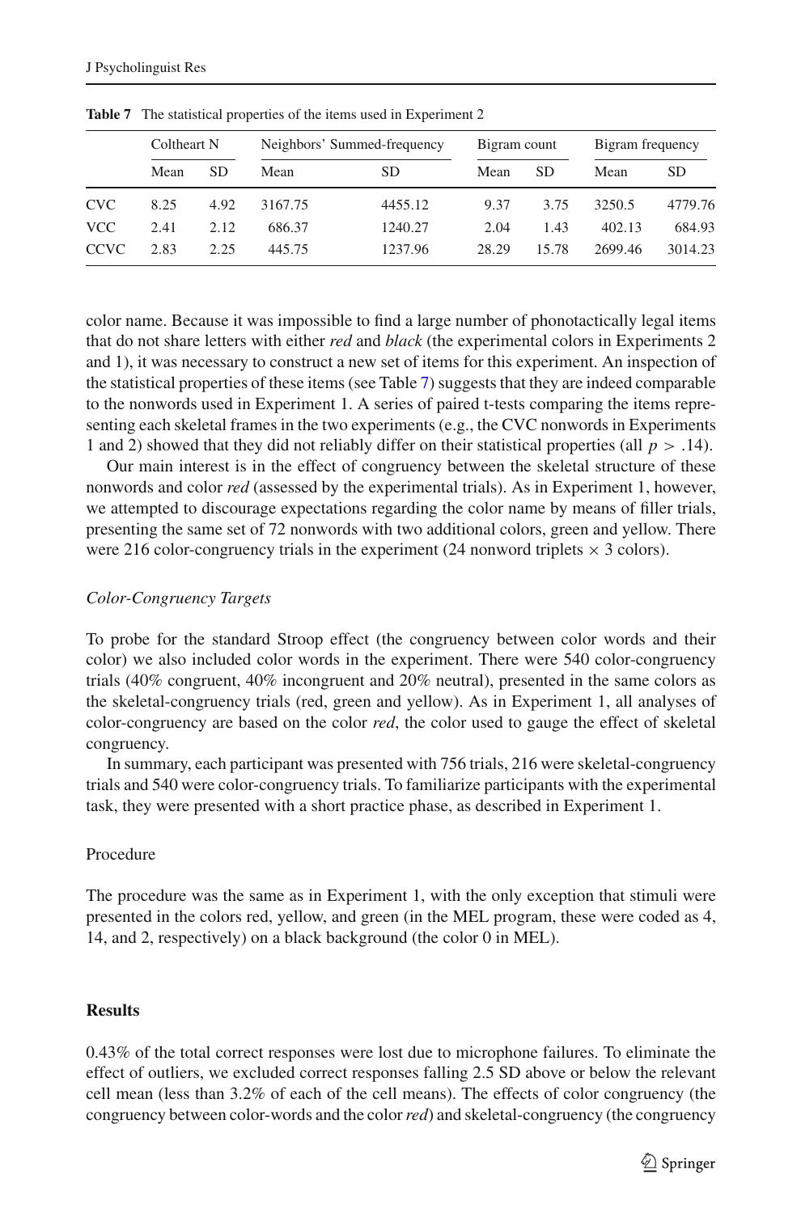**Table 7** The statistical properties of the items used in Experiment 2

| | Coltheart N | | Neighbors' Summed-frequency | | Bigram count | | Bigram frequency | |
|---|---|---|---|---|---|---|---|---|
| | Mean | SD | Mean | SD | Mean | SD | Mean | SD |
| CVC | 8.25 | 4.92 | 3167.75 | 4455.12 | 9.37 | 3.75 | 3250.5 | 4779.76 |
| VCC | 2.41 | 2.12 | 686.37 | 1240.27 | 2.04 | 1.43 | 402.13 | 684.93 |
| CCVC | 2.83 | 2.25 | 445.75 | 1237.96 | 28.29 | 15.78 | 2699.46 | 3014.23 |

color name. Because it was impossible to find a large number of phonotactically legal items that do not share letters with either *red* and *black* (the experimental colors in Experiments 2 and 1), it was necessary to construct a new set of items for this experiment. An inspection of the statistical properties of these items (see Table 7) suggests that they are indeed comparable to the nonwords used in Experiment 1. A series of paired t-tests comparing the items representing each skeletal frames in the two experiments (e.g., the CVC nonwords in Experiments 1 and 2) showed that they did not reliably differ on their statistical properties (all $p > .14$).

Our main interest is in the effect of congruency between the skeletal structure of these nonwords and color *red* (assessed by the experimental trials). As in Experiment 1, however, we attempted to discourage expectations regarding the color name by means of filler trials, presenting the same set of 72 nonwords with two additional colors, green and yellow. There were 216 color-congruency trials in the experiment (24 nonword triplets $\times$ 3 colors).

*Color-Congruency Targets*

To probe for the standard Stroop effect (the congruency between color words and their color) we also included color words in the experiment. There were 540 color-congruency trials (40% congruent, 40% incongruent and 20% neutral), presented in the same colors as the skeletal-congruency trials (red, green and yellow). As in Experiment 1, all analyses of color-congruency are based on the color *red*, the color used to gauge the effect of skeletal congruency.

In summary, each participant was presented with 756 trials, 216 were skeletal-congruency trials and 540 were color-congruency trials. To familiarize participants with the experimental task, they were presented with a short practice phase, as described in Experiment 1.

Procedure

The procedure was the same as in Experiment 1, with the only exception that stimuli were presented in the colors red, yellow, and green (in the MEL program, these were coded as 4, 14, and 2, respectively) on a black background (the color 0 in MEL).

**Results**

0.43% of the total correct responses were lost due to microphone failures. To eliminate the effect of outliers, we excluded correct responses falling 2.5 SD above or below the relevant cell mean (less than 3.2% of each of the cell means). The effects of color congruency (the congruency between color-words and the color *red*) and skeletal-congruency (the congruency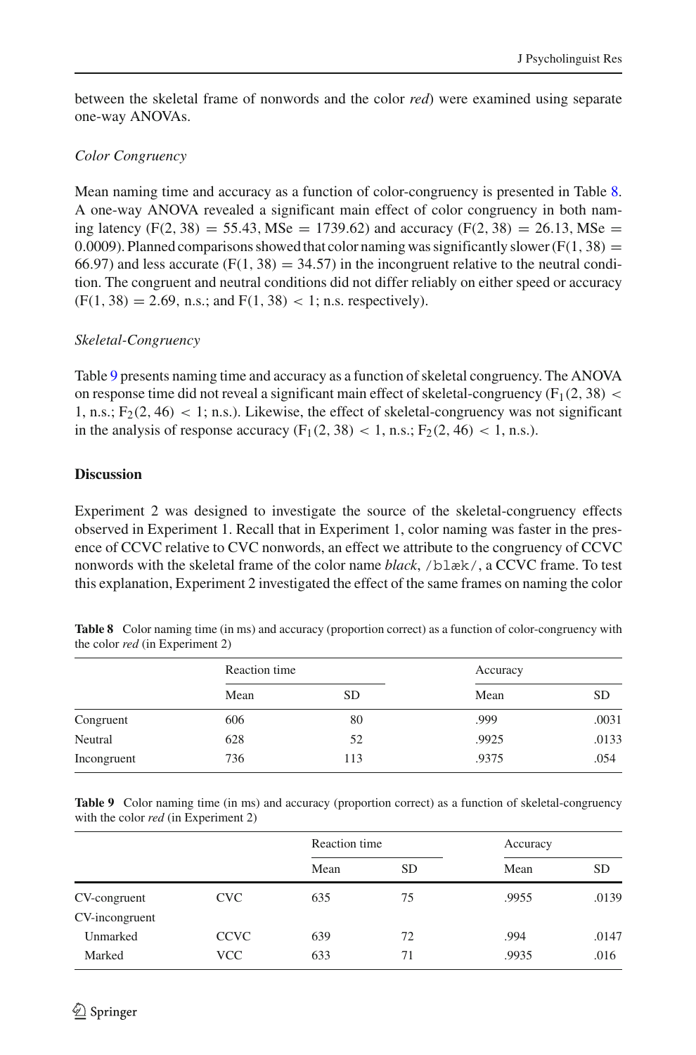between the skeletal frame of nonwords and the color *red*) were examined using separate one-way ANOVAs.

*Color Congruency*

Mean naming time and accuracy as a function of color-congruency is presented in Table 8. A one-way ANOVA revealed a significant main effect of color congruency in both naming latency ($F(2, 38) = 55.43$, $MSe = 1739.62$) and accuracy ($F(2, 38) = 26.13$, $MSe = 0.0009$). Planned comparisons showed that color naming was significantly slower ($F(1, 38) = 66.97$) and less accurate ($F(1, 38) = 34.57$) in the incongruent relative to the neutral condition. The congruent and neutral conditions did not differ reliably on either speed or accuracy ($F(1, 38) = 2.69$, n.s.; and $F(1, 38) < 1$; n.s. respectively).

*Skeletal-Congruency*

Table 9 presents naming time and accuracy as a function of skeletal congruency. The ANOVA on response time did not reveal a significant main effect of skeletal-congruency ($F_1(2, 38) < 1$, n.s.; $F_2(2, 46) < 1$; n.s.). Likewise, the effect of skeletal-congruency was not significant in the analysis of response accuracy ($F_1(2, 38) < 1$, n.s.; $F_2(2, 46) < 1$, n.s.).

**Discussion**

Experiment 2 was designed to investigate the source of the skeletal-congruency effects observed in Experiment 1. Recall that in Experiment 1, color naming was faster in the presence of CCVC relative to CVC nonwords, an effect we attribute to the congruency of CCVC nonwords with the skeletal frame of the color name *black*, `/blæk/`, a CCVC frame. To test this explanation, Experiment 2 investigated the effect of the same frames on naming the color

**Table 8** Color naming time (in ms) and accuracy (proportion correct) as a function of color-congruency with the color *red* (in Experiment 2)

| | Reaction time | | Accuracy | |
|---|---|---|---|---|
| | Mean | SD | Mean | SD |
| Congruent | 606 | 80 | .999 | .0031 |
| Neutral | 628 | 52 | .9925 | .0133 |
| Incongruent | 736 | 113 | .9375 | .054 |

**Table 9** Color naming time (in ms) and accuracy (proportion correct) as a function of skeletal-congruency with the color *red* (in Experiment 2)

| | | Reaction time | | Accuracy | |
|---|---|---|---|---|---|
| | | Mean | SD | Mean | SD |
| CV-congruent | CVC | 635 | 75 | .9955 | .0139 |
| CV-incongruent | | | | | |
| Unmarked | CCVC | 639 | 72 | .994 | .0147 |
| Marked | VCC | 633 | 71 | .9935 | .016 |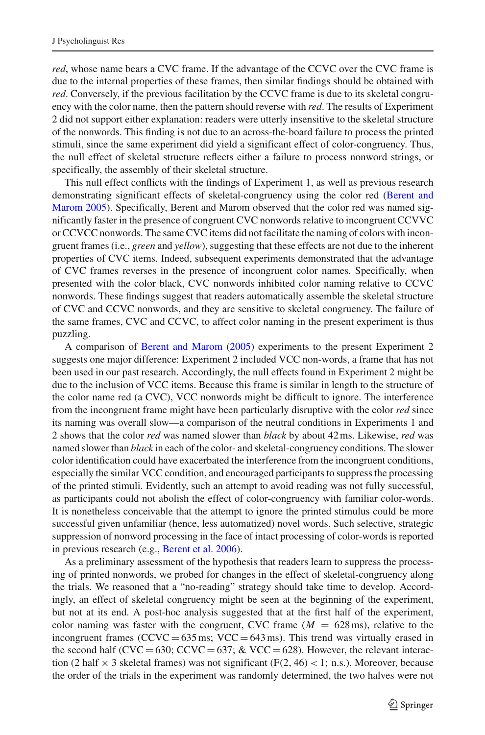*red*, whose name bears a CVC frame. If the advantage of the CCVC over the CVC frame is due to the internal properties of these frames, then similar findings should be obtained with *red*. Conversely, if the previous facilitation by the CCVC frame is due to its skeletal congruency with the color name, then the pattern should reverse with *red*. The results of Experiment 2 did not support either explanation: readers were utterly insensitive to the skeletal structure of the nonwords. This finding is not due to an across-the-board failure to process the printed stimuli, since the same experiment did yield a significant effect of color-congruency. Thus, the null effect of skeletal structure reflects either a failure to process nonword strings, or specifically, the assembly of their skeletal structure.

This null effect conflicts with the findings of Experiment 1, as well as previous research demonstrating significant effects of skeletal-congruency using the color red (Berent and Marom 2005). Specifically, Berent and Marom observed that the color red was named significantly faster in the presence of congruent CVC nonwords relative to incongruent CCVVC or CCVCC nonwords. The same CVC items did not facilitate the naming of colors with incongruent frames (i.e., *green* and *yellow*), suggesting that these effects are not due to the inherent properties of CVC items. Indeed, subsequent experiments demonstrated that the advantage of CVC frames reverses in the presence of incongruent color names. Specifically, when presented with the color black, CVC nonwords inhibited color naming relative to CCVC nonwords. These findings suggest that readers automatically assemble the skeletal structure of CVC and CCVC nonwords, and they are sensitive to skeletal congruency. The failure of the same frames, CVC and CCVC, to affect color naming in the present experiment is thus puzzling.

A comparison of Berent and Marom (2005) experiments to the present Experiment 2 suggests one major difference: Experiment 2 included VCC non-words, a frame that has not been used in our past research. Accordingly, the null effects found in Experiment 2 might be due to the inclusion of VCC items. Because this frame is similar in length to the structure of the color name red (a CVC), VCC nonwords might be difficult to ignore. The interference from the incongruent frame might have been particularly disruptive with the color *red* since its naming was overall slow—a comparison of the neutral conditions in Experiments 1 and 2 shows that the color *red* was named slower than *black* by about 42 ms. Likewise, *red* was named slower than *black* in each of the color- and skeletal-congruency conditions. The slower color identification could have exacerbated the interference from the incongruent conditions, especially the similar VCC condition, and encouraged participants to suppress the processing of the printed stimuli. Evidently, such an attempt to avoid reading was not fully successful, as participants could not abolish the effect of color-congruency with familiar color-words. It is nonetheless conceivable that the attempt to ignore the printed stimulus could be more successful given unfamiliar (hence, less automatized) novel words. Such selective, strategic suppression of nonword processing in the face of intact processing of color-words is reported in previous research (e.g., Berent et al. 2006).

As a preliminary assessment of the hypothesis that readers learn to suppress the processing of printed nonwords, we probed for changes in the effect of skeletal-congruency along the trials. We reasoned that a "no-reading" strategy should take time to develop. Accordingly, an effect of skeletal congruency might be seen at the beginning of the experiment, but not at its end. A post-hoc analysis suggested that at the first half of the experiment, color naming was faster with the congruent, CVC frame ($M = 628$ ms), relative to the incongruent frames (CCVC = 635 ms; VCC = 643 ms). This trend was virtually erased in the second half (CVC = 630; CCVC = 637; & VCC = 628). However, the relevant interaction (2 half $\times$ 3 skeletal frames) was not significant ($F(2, 46) < 1$; n.s.). Moreover, because the order of the trials in the experiment was randomly determined, the two halves were not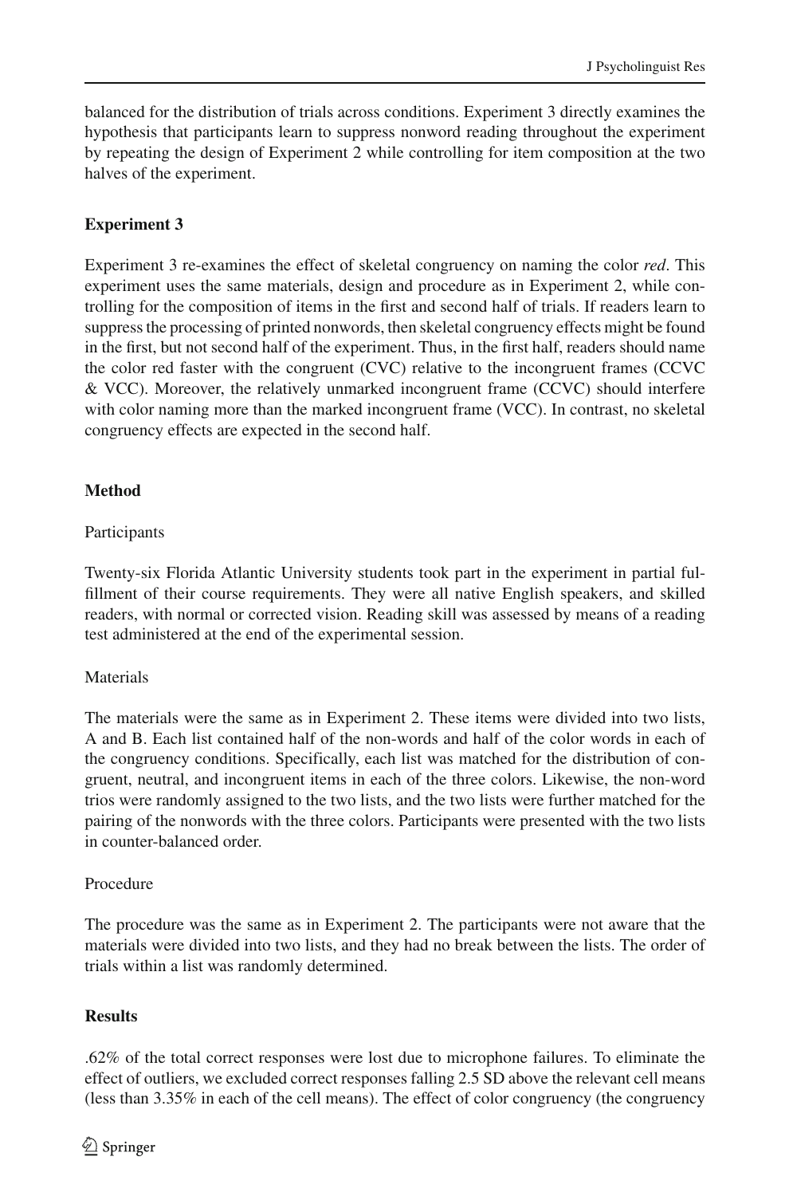balanced for the distribution of trials across conditions. Experiment 3 directly examines the hypothesis that participants learn to suppress nonword reading throughout the experiment by repeating the design of Experiment 2 while controlling for item composition at the two halves of the experiment.

## Experiment 3

Experiment 3 re-examines the effect of skeletal congruency on naming the color *red*. This experiment uses the same materials, design and procedure as in Experiment 2, while controlling for the composition of items in the first and second half of trials. If readers learn to suppress the processing of printed nonwords, then skeletal congruency effects might be found in the first, but not second half of the experiment. Thus, in the first half, readers should name the color red faster with the congruent (CVC) relative to the incongruent frames (CCVC & VCC). Moreover, the relatively unmarked incongruent frame (CCVC) should interfere with color naming more than the marked incongruent frame (VCC). In contrast, no skeletal congruency effects are expected in the second half.

### Method

#### Participants

Twenty-six Florida Atlantic University students took part in the experiment in partial fulfillment of their course requirements. They were all native English speakers, and skilled readers, with normal or corrected vision. Reading skill was assessed by means of a reading test administered at the end of the experimental session.

#### Materials

The materials were the same as in Experiment 2. These items were divided into two lists, A and B. Each list contained half of the non-words and half of the color words in each of the congruency conditions. Specifically, each list was matched for the distribution of congruent, neutral, and incongruent items in each of the three colors. Likewise, the non-word trios were randomly assigned to the two lists, and the two lists were further matched for the pairing of the nonwords with the three colors. Participants were presented with the two lists in counter-balanced order.

#### Procedure

The procedure was the same as in Experiment 2. The participants were not aware that the materials were divided into two lists, and they had no break between the lists. The order of trials within a list was randomly determined.

### Results

.62% of the total correct responses were lost due to microphone failures. To eliminate the effect of outliers, we excluded correct responses falling 2.5 SD above the relevant cell means (less than 3.35% in each of the cell means). The effect of color congruency (the congruency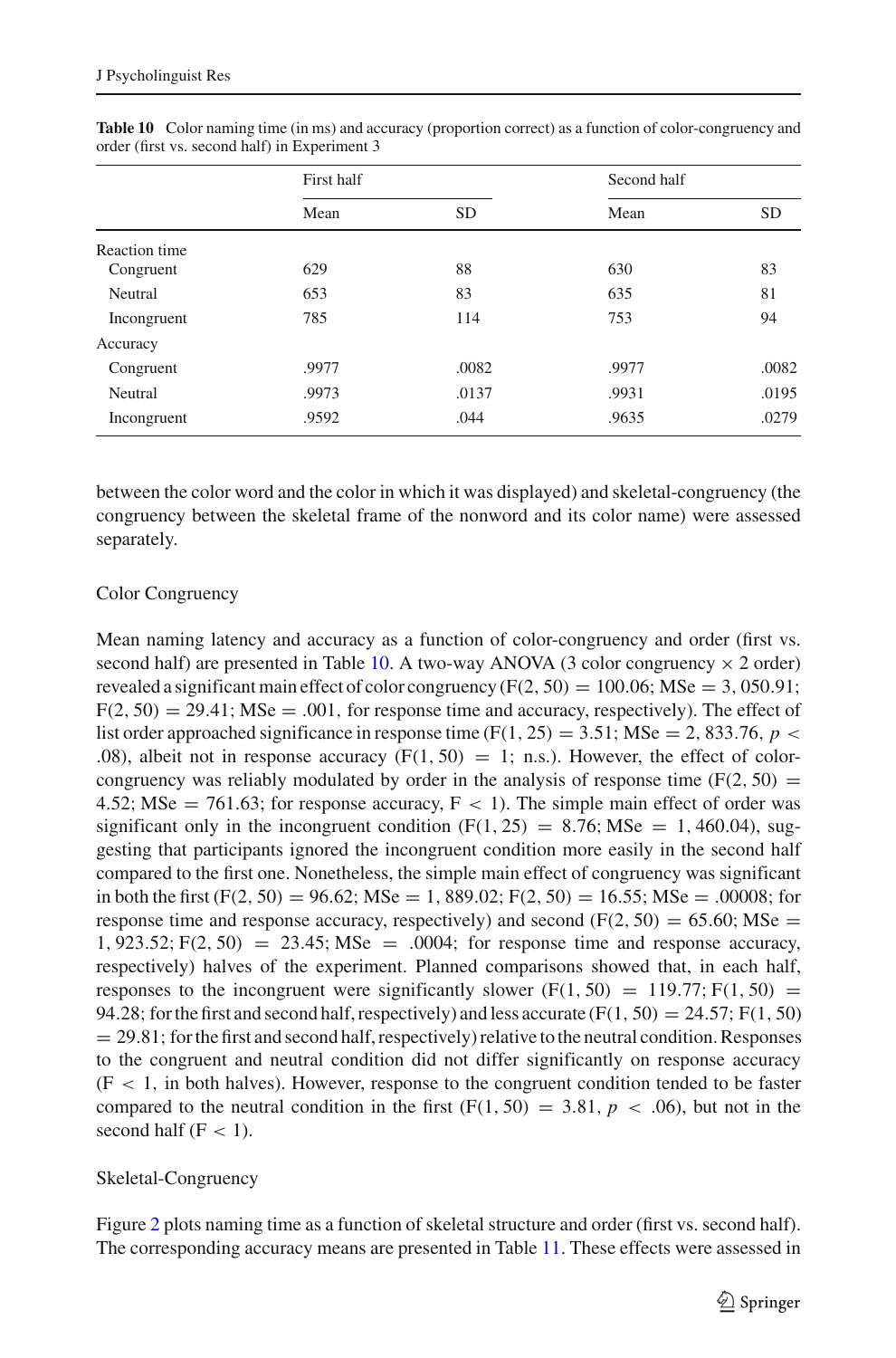**Table 10** Color naming time (in ms) and accuracy (proportion correct) as a function of color-congruency and order (first vs. second half) in Experiment 3

| | First half | | Second half | |
|---|---|---|---|---|
| | Mean | SD | Mean | SD |
| Reaction time | | | | |
| Congruent | 629 | 88 | 630 | 83 |
| Neutral | 653 | 83 | 635 | 81 |
| Incongruent | 785 | 114 | 753 | 94 |
| Accuracy | | | | |
| Congruent | .9977 | .0082 | .9977 | .0082 |
| Neutral | .9973 | .0137 | .9931 | .0195 |
| Incongruent | .9592 | .044 | .9635 | .0279 |

between the color word and the color in which it was displayed) and skeletal-congruency (the congruency between the skeletal frame of the nonword and its color name) were assessed separately.

### Color Congruency

Mean naming latency and accuracy as a function of color-congruency and order (first vs. second half) are presented in Table 10. A two-way ANOVA (3 color congruency × 2 order) revealed a significant main effect of color congruency ($F(2, 50) = 100.06$; MSe $= 3,050.91$; $F(2, 50) = 29.41$; MSe $= .001$, for response time and accuracy, respectively). The effect of list order approached significance in response time ($F(1, 25) = 3.51$; MSe $= 2,833.76$, $p < .08$), albeit not in response accuracy ($F(1, 50) = 1$; n.s.). However, the effect of color-congruency was reliably modulated by order in the analysis of response time ($F(2, 50) = 4.52$; MSe $= 761.63$; for response accuracy, $F < 1$). The simple main effect of order was significant only in the incongruent condition ($F(1, 25) = 8.76$; MSe $= 1,460.04$), suggesting that participants ignored the incongruent condition more easily in the second half compared to the first one. Nonetheless, the simple main effect of congruency was significant in both the first ($F(2, 50) = 96.62$; MSe $= 1,889.02$; $F(2, 50) = 16.55$; MSe $= .00008$; for response time and response accuracy, respectively) and second ($F(2, 50) = 65.60$; MSe $= 1,923.52$; $F(2, 50) = 23.45$; MSe $= .0004$; for response time and response accuracy, respectively) halves of the experiment. Planned comparisons showed that, in each half, responses to the incongruent were significantly slower ($F(1, 50) = 119.77$; $F(1, 50) = 94.28$; for the first and second half, respectively) and less accurate ($F(1, 50) = 24.57$; $F(1, 50) = 29.81$; for the first and second half, respectively) relative to the neutral condition. Responses to the congruent and neutral condition did not differ significantly on response accuracy ($F < 1$, in both halves). However, response to the congruent condition tended to be faster compared to the neutral condition in the first ($F(1, 50) = 3.81$, $p < .06$), but not in the second half ($F < 1$).

### Skeletal-Congruency

Figure 2 plots naming time as a function of skeletal structure and order (first vs. second half). The corresponding accuracy means are presented in Table 11. These effects were assessed in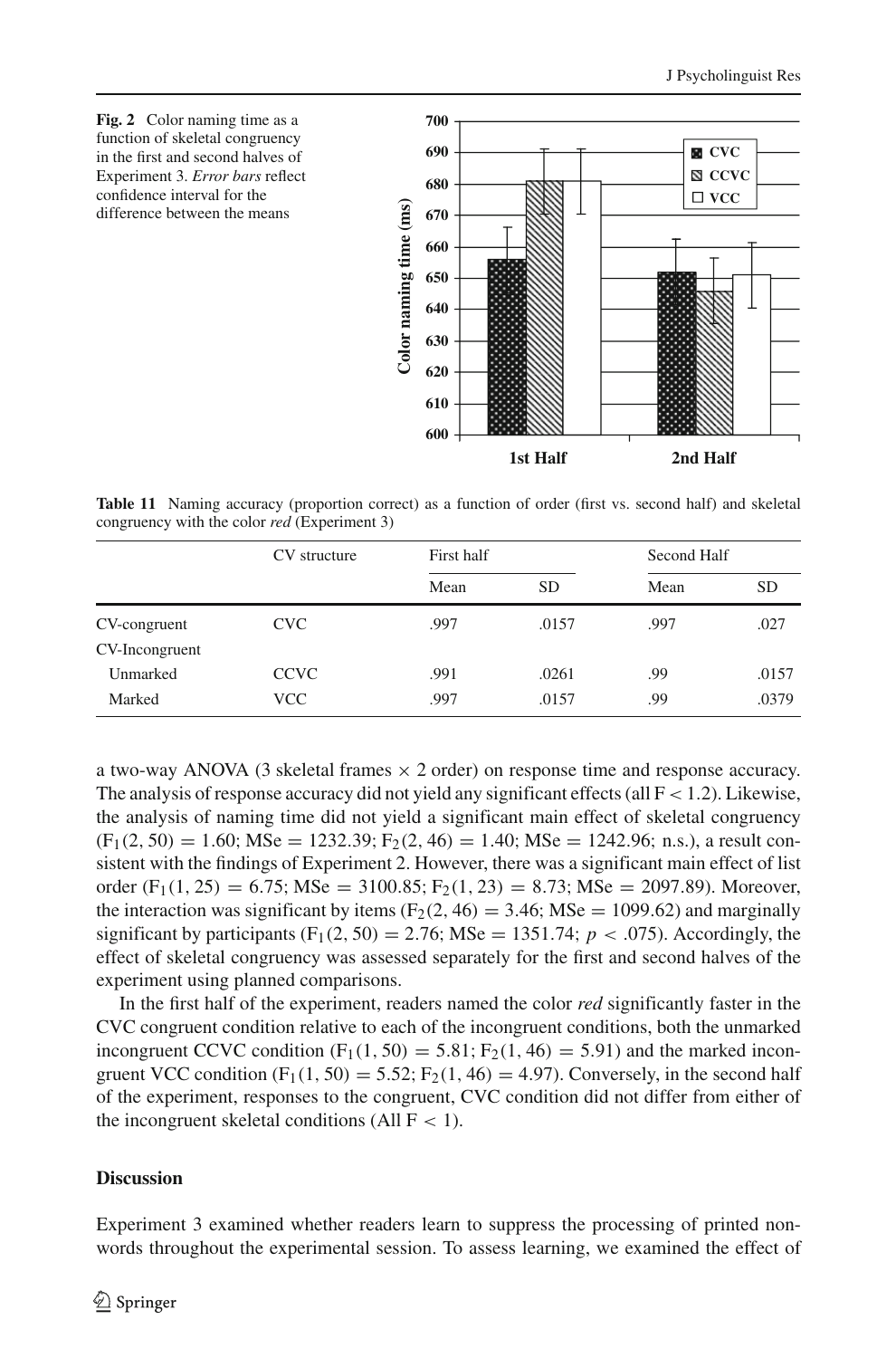**Fig. 2** Color naming time as a function of skeletal congruency in the first and second halves of Experiment 3. *Error bars* reflect confidence interval for the difference between the means

**Table 11** Naming accuracy (proportion correct) as a function of order (first vs. second half) and skeletal congruency with the color *red* (Experiment 3)

| | CV structure | First half | | Second Half | |
|---|---|---|---|---|---|
| | | Mean | SD | Mean | SD |
| CV-congruent | CVC | .997 | .0157 | .997 | .027 |
| CV-Incongruent | | | | | |
| Unmarked | CCVC | .991 | .0261 | .99 | .0157 |
| Marked | VCC | .997 | .0157 | .99 | .0379 |

a two-way ANOVA (3 skeletal frames × 2 order) on response time and response accuracy. The analysis of response accuracy did not yield any significant effects (all $F < 1.2$). Likewise, the analysis of naming time did not yield a significant main effect of skeletal congruency ($F_1(2, 50) = 1.60$; MSe = 1232.39; $F_2(2, 46) = 1.40$; MSe = 1242.96; n.s.), a result consistent with the findings of Experiment 2. However, there was a significant main effect of list order ($F_1(1, 25) = 6.75$; MSe = 3100.85; $F_2(1, 23) = 8.73$; MSe = 2097.89). Moreover, the interaction was significant by items ($F_2(2, 46) = 3.46$; MSe = 1099.62) and marginally significant by participants ($F_1(2, 50) = 2.76$; MSe = 1351.74; $p < .075$). Accordingly, the effect of skeletal congruency was assessed separately for the first and second halves of the experiment using planned comparisons.

In the first half of the experiment, readers named the color *red* significantly faster in the CVC congruent condition relative to each of the incongruent conditions, both the unmarked incongruent CCVC condition ($F_1(1, 50) = 5.81$; $F_2(1, 46) = 5.91$) and the marked incongruent VCC condition ($F_1(1, 50) = 5.52$; $F_2(1, 46) = 4.97$). Conversely, in the second half of the experiment, responses to the congruent, CVC condition did not differ from either of the incongruent skeletal conditions (All $F < 1$).

## Discussion

Experiment 3 examined whether readers learn to suppress the processing of printed nonwords throughout the experimental session. To assess learning, we examined the effect of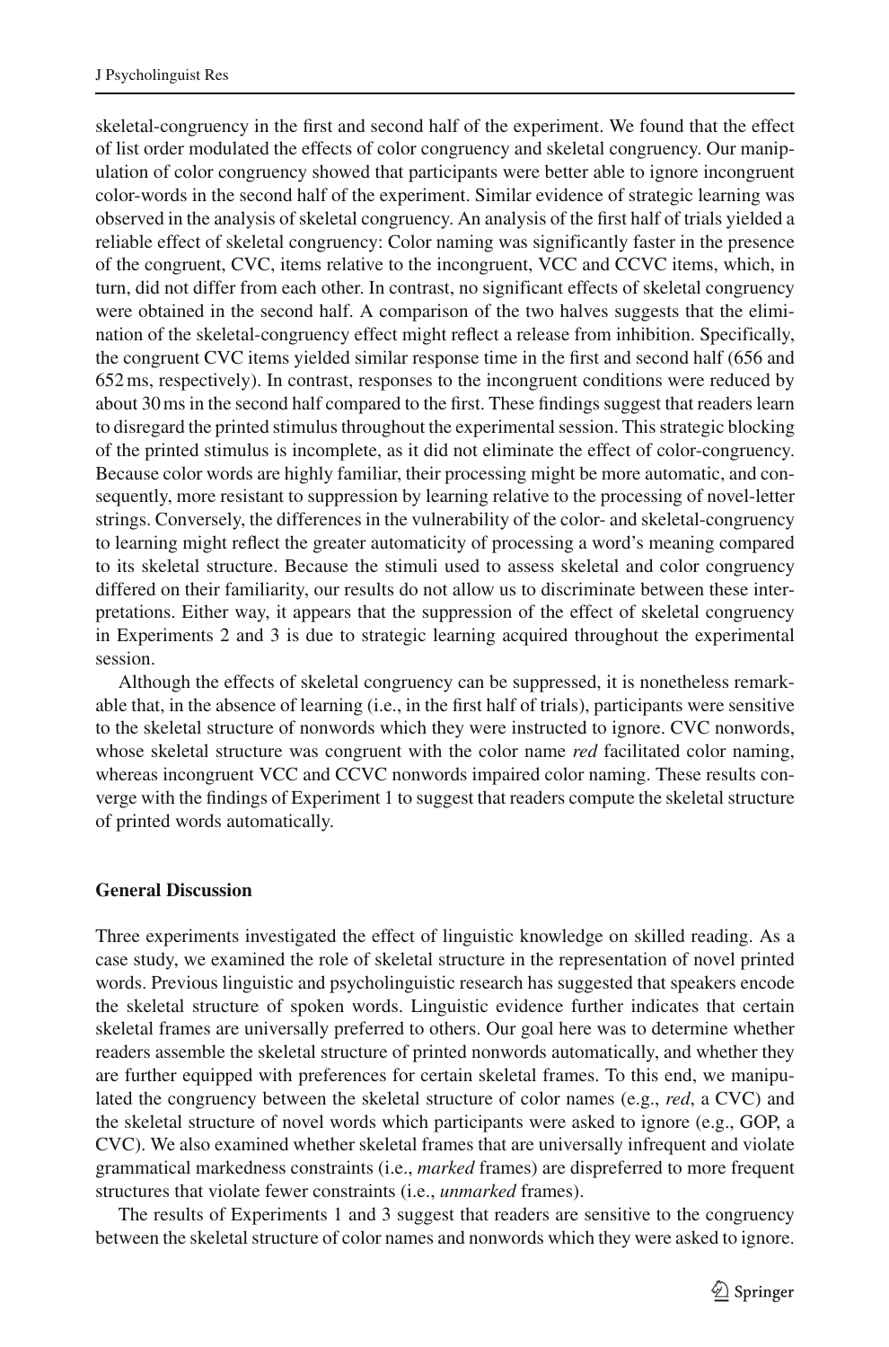skeletal-congruency in the first and second half of the experiment. We found that the effect of list order modulated the effects of color congruency and skeletal congruency. Our manipulation of color congruency showed that participants were better able to ignore incongruent color-words in the second half of the experiment. Similar evidence of strategic learning was observed in the analysis of skeletal congruency. An analysis of the first half of trials yielded a reliable effect of skeletal congruency: Color naming was significantly faster in the presence of the congruent, CVC, items relative to the incongruent, VCC and CCVC items, which, in turn, did not differ from each other. In contrast, no significant effects of skeletal congruency were obtained in the second half. A comparison of the two halves suggests that the elimination of the skeletal-congruency effect might reflect a release from inhibition. Specifically, the congruent CVC items yielded similar response time in the first and second half (656 and 652 ms, respectively). In contrast, responses to the incongruent conditions were reduced by about 30 ms in the second half compared to the first. These findings suggest that readers learn to disregard the printed stimulus throughout the experimental session. This strategic blocking of the printed stimulus is incomplete, as it did not eliminate the effect of color-congruency. Because color words are highly familiar, their processing might be more automatic, and consequently, more resistant to suppression by learning relative to the processing of novel-letter strings. Conversely, the differences in the vulnerability of the color- and skeletal-congruency to learning might reflect the greater automaticity of processing a word's meaning compared to its skeletal structure. Because the stimuli used to assess skeletal and color congruency differed on their familiarity, our results do not allow us to discriminate between these interpretations. Either way, it appears that the suppression of the effect of skeletal congruency in Experiments 2 and 3 is due to strategic learning acquired throughout the experimental session.

Although the effects of skeletal congruency can be suppressed, it is nonetheless remarkable that, in the absence of learning (i.e., in the first half of trials), participants were sensitive to the skeletal structure of nonwords which they were instructed to ignore. CVC nonwords, whose skeletal structure was congruent with the color name *red* facilitated color naming, whereas incongruent VCC and CCVC nonwords impaired color naming. These results converge with the findings of Experiment 1 to suggest that readers compute the skeletal structure of printed words automatically.

## General Discussion

Three experiments investigated the effect of linguistic knowledge on skilled reading. As a case study, we examined the role of skeletal structure in the representation of novel printed words. Previous linguistic and psycholinguistic research has suggested that speakers encode the skeletal structure of spoken words. Linguistic evidence further indicates that certain skeletal frames are universally preferred to others. Our goal here was to determine whether readers assemble the skeletal structure of printed nonwords automatically, and whether they are further equipped with preferences for certain skeletal frames. To this end, we manipulated the congruency between the skeletal structure of color names (e.g., *red*, a CVC) and the skeletal structure of novel words which participants were asked to ignore (e.g., GOP, a CVC). We also examined whether skeletal frames that are universally infrequent and violate grammatical markedness constraints (i.e., *marked* frames) are dispreferred to more frequent structures that violate fewer constraints (i.e., *unmarked* frames).

The results of Experiments 1 and 3 suggest that readers are sensitive to the congruency between the skeletal structure of color names and nonwords which they were asked to ignore.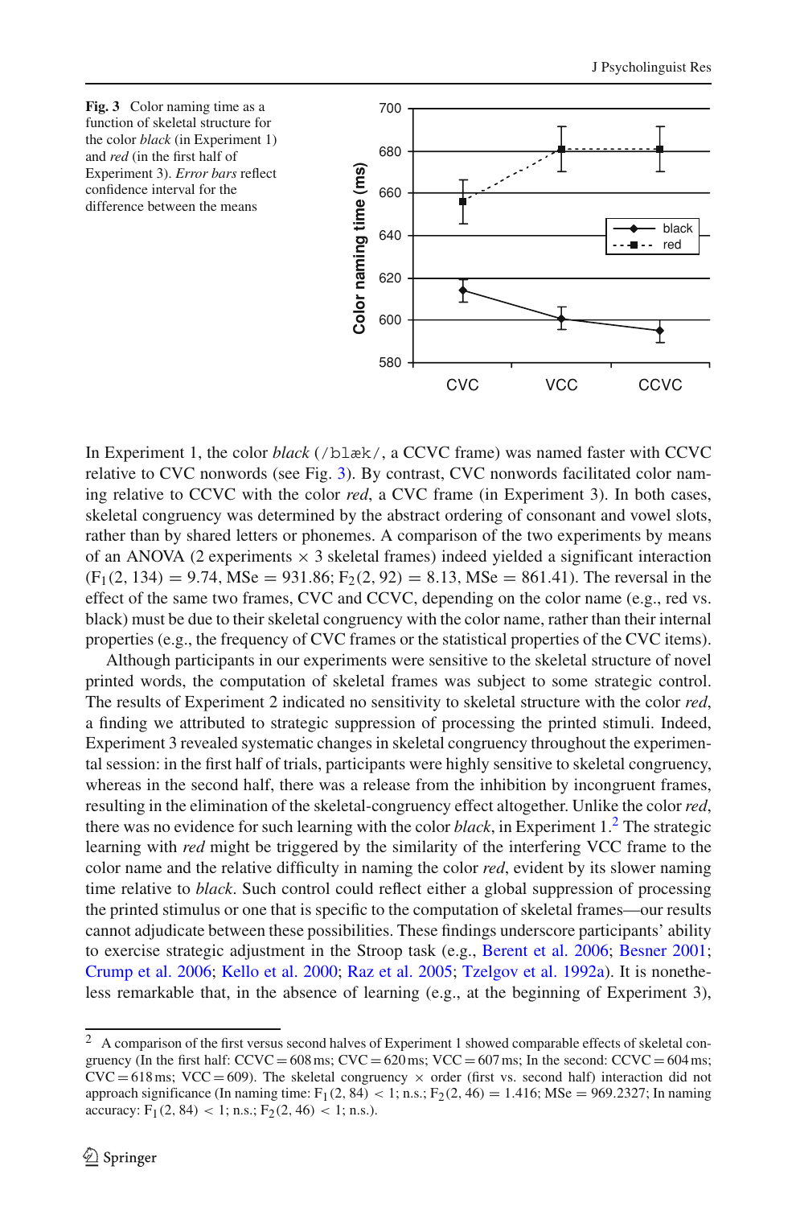**Fig. 3** Color naming time as a function of skeletal structure for the color *black* (in Experiment 1) and *red* (in the first half of Experiment 3). *Error bars* reflect confidence interval for the difference between the means

In Experiment 1, the color *black* (/blæk/, a CCVC frame) was named faster with CCVC relative to CVC nonwords (see Fig. 3). By contrast, CVC nonwords facilitated color naming relative to CCVC with the color *red*, a CVC frame (in Experiment 3). In both cases, skeletal congruency was determined by the abstract ordering of consonant and vowel slots, rather than by shared letters or phonemes. A comparison of the two experiments by means of an ANOVA (2 experiments × 3 skeletal frames) indeed yielded a significant interaction ($F_1(2, 134) = 9.74$, MSe = 931.86; $F_2(2, 92) = 8.13$, MSe = 861.41). The reversal in the effect of the same two frames, CVC and CCVC, depending on the color name (e.g., red vs. black) must be due to their skeletal congruency with the color name, rather than their internal properties (e.g., the frequency of CVC frames or the statistical properties of the CVC items).

Although participants in our experiments were sensitive to the skeletal structure of novel printed words, the computation of skeletal frames was subject to some strategic control. The results of Experiment 2 indicated no sensitivity to skeletal structure with the color *red*, a finding we attributed to strategic suppression of processing the printed stimuli. Indeed, Experiment 3 revealed systematic changes in skeletal congruency throughout the experimental session: in the first half of trials, participants were highly sensitive to skeletal congruency, whereas in the second half, there was a release from the inhibition by incongruent frames, resulting in the elimination of the skeletal-congruency effect altogether. Unlike the color *red*, there was no evidence for such learning with the color *black*, in Experiment 1.[2] The strategic learning with *red* might be triggered by the similarity of the interfering VCC frame to the color name and the relative difficulty in naming the color *red*, evident by its slower naming time relative to *black*. Such control could reflect either a global suppression of processing the printed stimulus or one that is specific to the computation of skeletal frames—our results cannot adjudicate between these possibilities. These findings underscore participants' ability to exercise strategic adjustment in the Stroop task (e.g., Berent et al. 2006; Besner 2001; Crump et al. 2006; Kello et al. 2000; Raz et al. 2005; Tzelgov et al. 1992a). It is nonetheless remarkable that, in the absence of learning (e.g., at the beginning of Experiment 3),

[2] A comparison of the first versus second halves of Experiment 1 showed comparable effects of skeletal congruency (In the first half: CCVC = 608 ms; CVC = 620 ms; VCC = 607 ms; In the second: CCVC = 604 ms; CVC = 618 ms; VCC = 609). The skeletal congruency × order (first vs. second half) interaction did not approach significance (In naming time: $F_1(2, 84) < 1$; n.s.; $F_2(2, 46) = 1.416$; MSe = 969.2327; In naming accuracy: $F_1(2, 84) < 1$; n.s.; $F_2(2, 46) < 1$; n.s.).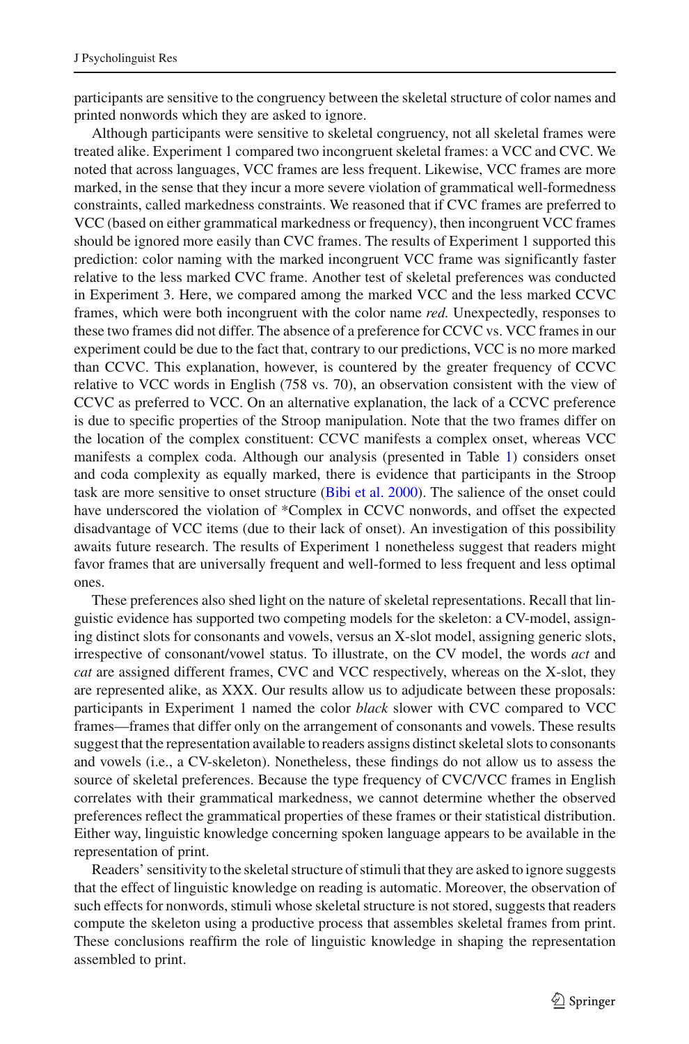participants are sensitive to the congruency between the skeletal structure of color names and printed nonwords which they are asked to ignore.

Although participants were sensitive to skeletal congruency, not all skeletal frames were treated alike. Experiment 1 compared two incongruent skeletal frames: a VCC and CVC. We noted that across languages, VCC frames are less frequent. Likewise, VCC frames are more marked, in the sense that they incur a more severe violation of grammatical well-formedness constraints, called markedness constraints. We reasoned that if CVC frames are preferred to VCC (based on either grammatical markedness or frequency), then incongruent VCC frames should be ignored more easily than CVC frames. The results of Experiment 1 supported this prediction: color naming with the marked incongruent VCC frame was significantly faster relative to the less marked CVC frame. Another test of skeletal preferences was conducted in Experiment 3. Here, we compared among the marked VCC and the less marked CCVC frames, which were both incongruent with the color name *red*. Unexpectedly, responses to these two frames did not differ. The absence of a preference for CCVC vs. VCC frames in our experiment could be due to the fact that, contrary to our predictions, VCC is no more marked than CCVC. This explanation, however, is countered by the greater frequency of CCVC relative to VCC words in English (758 vs. 70), an observation consistent with the view of CCVC as preferred to VCC. On an alternative explanation, the lack of a CCVC preference is due to specific properties of the Stroop manipulation. Note that the two frames differ on the location of the complex constituent: CCVC manifests a complex onset, whereas VCC manifests a complex coda. Although our analysis (presented in Table 1) considers onset and coda complexity as equally marked, there is evidence that participants in the Stroop task are more sensitive to onset structure (Bibi et al. 2000). The salience of the onset could have underscored the violation of *Complex in CCVC nonwords, and offset the expected disadvantage of VCC items (due to their lack of onset). An investigation of this possibility awaits future research. The results of Experiment 1 nonetheless suggest that readers might favor frames that are universally frequent and well-formed to less frequent and less optimal ones.

These preferences also shed light on the nature of skeletal representations. Recall that linguistic evidence has supported two competing models for the skeleton: a CV-model, assigning distinct slots for consonants and vowels, versus an X-slot model, assigning generic slots, irrespective of consonant/vowel status. To illustrate, on the CV model, the words *act* and *cat* are assigned different frames, CVC and VCC respectively, whereas on the X-slot, they are represented alike, as XXX. Our results allow us to adjudicate between these proposals: participants in Experiment 1 named the color *black* slower with CVC compared to VCC frames—frames that differ only on the arrangement of consonants and vowels. These results suggest that the representation available to readers assigns distinct skeletal slots to consonants and vowels (i.e., a CV-skeleton). Nonetheless, these findings do not allow us to assess the source of skeletal preferences. Because the type frequency of CVC/VCC frames in English correlates with their grammatical markedness, we cannot determine whether the observed preferences reflect the grammatical properties of these frames or their statistical distribution. Either way, linguistic knowledge concerning spoken language appears to be available in the representation of print.

Readers' sensitivity to the skeletal structure of stimuli that they are asked to ignore suggests that the effect of linguistic knowledge on reading is automatic. Moreover, the observation of such effects for nonwords, stimuli whose skeletal structure is not stored, suggests that readers compute the skeleton using a productive process that assembles skeletal frames from print. These conclusions reaffirm the role of linguistic knowledge in shaping the representation assembled to print.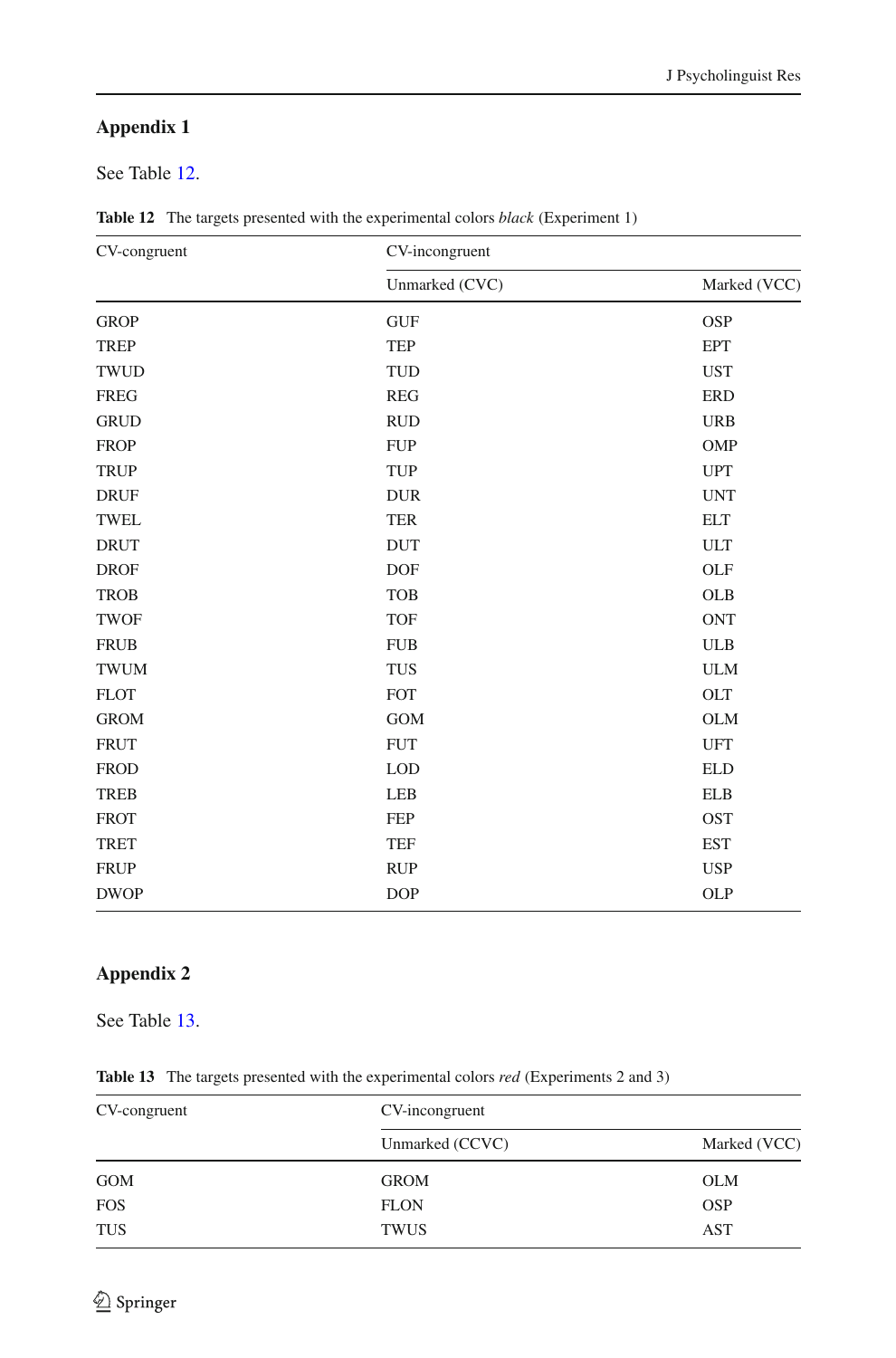## Appendix 1

See Table 12.

**Table 12** The targets presented with the experimental colors *black* (Experiment 1)

| CV-congruent | CV-incongruent | |
|---|---|---|
| | Unmarked (CVC) | Marked (VCC) |
| GROP | GUF | OSP |
| TREP | TEP | EPT |
| TWUD | TUD | UST |
| FREG | REG | ERD |
| GRUD | RUD | URB |
| FROP | FUP | OMP |
| TRUP | TUP | UPT |
| DRUF | DUR | UNT |
| TWEL | TER | ELT |
| DRUT | DUT | ULT |
| DROF | DOF | OLF |
| TROB | TOB | OLB |
| TWOF | TOF | ONT |
| FRUB | FUB | ULB |
| TWUM | TUS | ULM |
| FLOT | FOT | OLT |
| GROM | GOM | OLM |
| FRUT | FUT | UFT |
| FROD | LOD | ELD |
| TREB | LEB | ELB |
| FROT | FEP | OST |
| TRET | TEF | EST |
| FRUP | RUP | USP |
| DWOP | DOP | OLP |

## Appendix 2

See Table 13.

**Table 13** The targets presented with the experimental colors *red* (Experiments 2 and 3)

| CV-congruent | CV-incongruent | |
|---|---|---|
| | Unmarked (CCVC) | Marked (VCC) |
| GOM | GROM | OLM |
| FOS | FLON | OSP |
| TUS | TWUS | AST |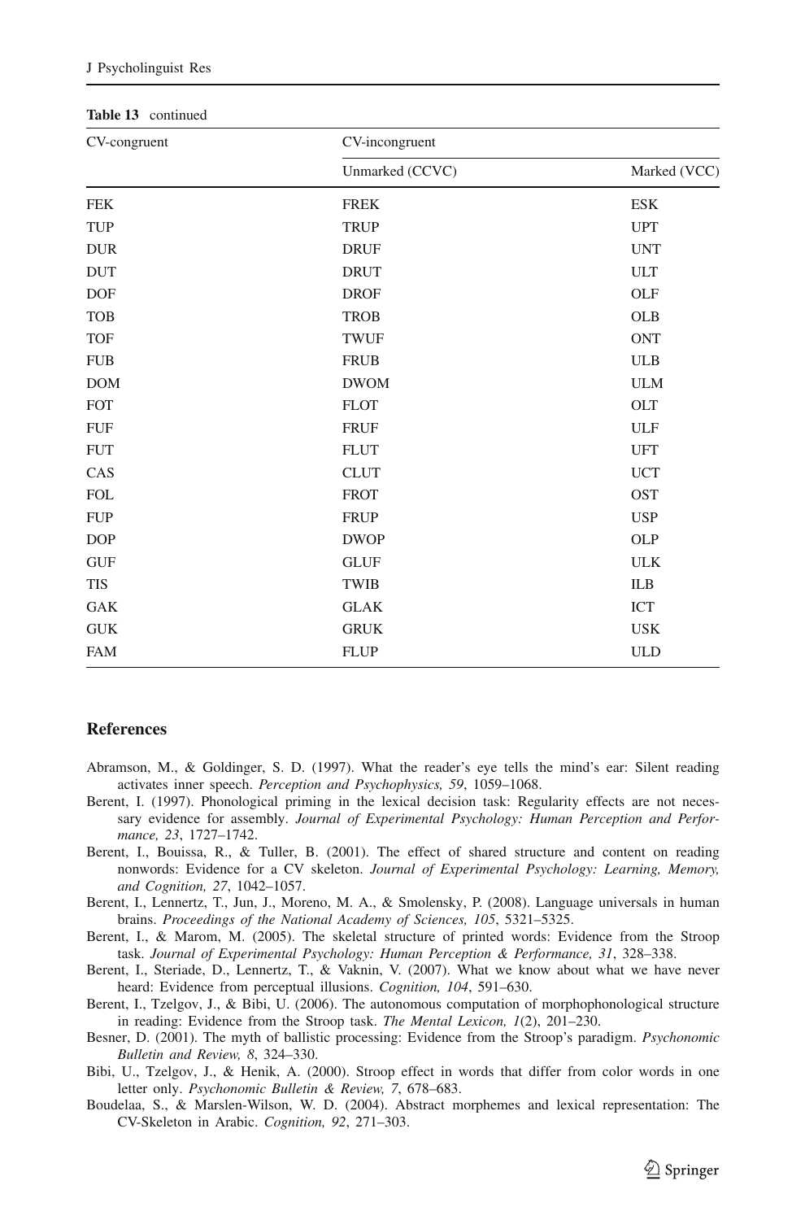**Table 13** continued

| CV-congruent | CV-incongruent | |
|---|---|---|
| | Unmarked (CCVC) | Marked (VCC) |
| FEK | FREK | ESK |
| TUP | TRUP | UPT |
| DUR | DRUF | UNT |
| DUT | DRUT | ULT |
| DOF | DROF | OLF |
| TOB | TROB | OLB |
| TOF | TWUF | ONT |
| FUB | FRUB | ULB |
| DOM | DWOM | ULM |
| FOT | FLOT | OLT |
| FUF | FRUF | ULF |
| FUT | FLUT | UFT |
| CAS | CLUT | UCT |
| FOL | FROT | OST |
| FUP | FRUP | USP |
| DOP | DWOP | OLP |
| GUF | GLUF | ULK |
| TIS | TWIB | ILB |
| GAK | GLAK | ICT |
| GUK | GRUK | USK |
| FAM | FLUP | ULD |

## References

Abramson, M., & Goldinger, S. D. (1997). What the reader's eye tells the mind's ear: Silent reading activates inner speech. *Perception and Psychophysics, 59*, 1059–1068.

Berent, I. (1997). Phonological priming in the lexical decision task: Regularity effects are not necessary evidence for assembly. *Journal of Experimental Psychology: Human Perception and Performance, 23*, 1727–1742.

Berent, I., Bouissa, R., & Tuller, B. (2001). The effect of shared structure and content on reading nonwords: Evidence for a CV skeleton. *Journal of Experimental Psychology: Learning, Memory, and Cognition, 27*, 1042–1057.

Berent, I., Lennertz, T., Jun, J., Moreno, M. A., & Smolensky, P. (2008). Language universals in human brains. *Proceedings of the National Academy of Sciences, 105*, 5321–5325.

Berent, I., & Marom, M. (2005). The skeletal structure of printed words: Evidence from the Stroop task. *Journal of Experimental Psychology: Human Perception & Performance, 31*, 328–338.

Berent, I., Steriade, D., Lennertz, T., & Vaknin, V. (2007). What we know about what we have never heard: Evidence from perceptual illusions. *Cognition, 104*, 591–630.

Berent, I., Tzelgov, J., & Bibi, U. (2006). The autonomous computation of morphophonological structure in reading: Evidence from the Stroop task. *The Mental Lexicon, 1*(2), 201–230.

Besner, D. (2001). The myth of ballistic processing: Evidence from the Stroop's paradigm. *Psychonomic Bulletin and Review, 8*, 324–330.

Bibi, U., Tzelgov, J., & Henik, A. (2000). Stroop effect in words that differ from color words in one letter only. *Psychonomic Bulletin & Review, 7*, 678–683.

Boudelaa, S., & Marslen-Wilson, W. D. (2004). Abstract morphemes and lexical representation: The CV-Skeleton in Arabic. *Cognition, 92*, 271–303.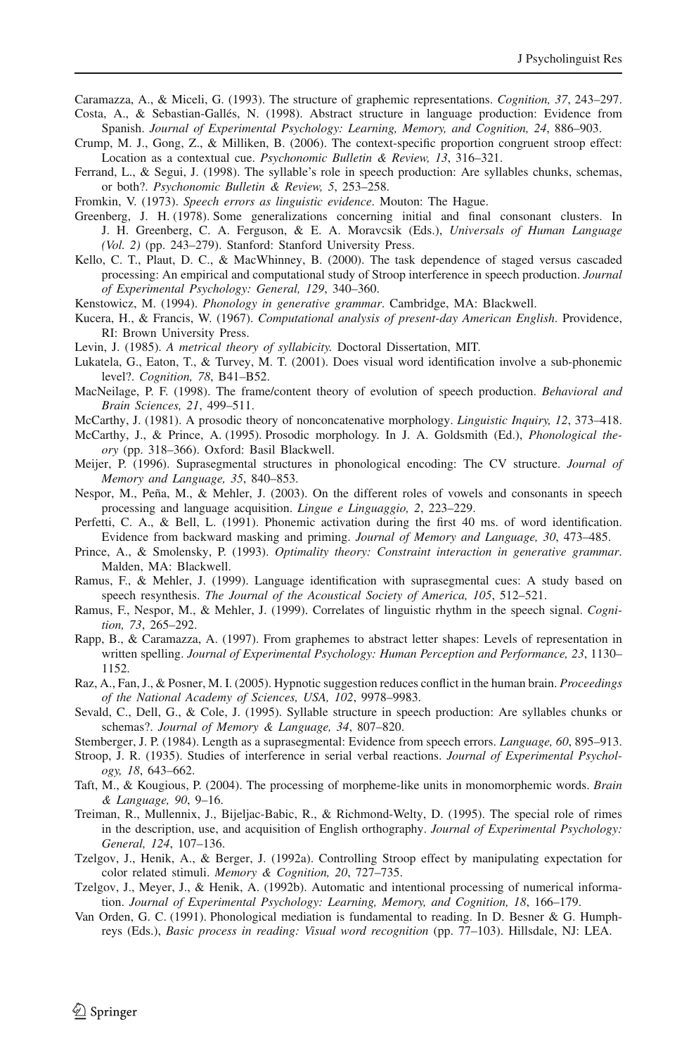Caramazza, A., & Miceli, G. (1993). The structure of graphemic representations. *Cognition, 37*, 243–297.

Costa, A., & Sebastian-Gallés, N. (1998). Abstract structure in language production: Evidence from Spanish. *Journal of Experimental Psychology: Learning, Memory, and Cognition, 24*, 886–903.

Crump, M. J., Gong, Z., & Milliken, B. (2006). The context-specific proportion congruent stroop effect: Location as a contextual cue. *Psychonomic Bulletin & Review, 13*, 316–321.

Ferrand, L., & Segui, J. (1998). The syllable's role in speech production: Are syllables chunks, schemas, or both?. *Psychonomic Bulletin & Review, 5*, 253–258.

Fromkin, V. (1973). *Speech errors as linguistic evidence*. Mouton: The Hague.

Greenberg, J. H. (1978). Some generalizations concerning initial and final consonant clusters. In J. H. Greenberg, C. A. Ferguson, & E. A. Moravcsik (Eds.), *Universals of Human Language (Vol. 2)* (pp. 243–279). Stanford: Stanford University Press.

Kello, C. T., Plaut, D. C., & MacWhinney, B. (2000). The task dependence of staged versus cascaded processing: An empirical and computational study of Stroop interference in speech production. *Journal of Experimental Psychology: General, 129*, 340–360.

Kenstowicz, M. (1994). *Phonology in generative grammar*. Cambridge, MA: Blackwell.

Kucera, H., & Francis, W. (1967). *Computational analysis of present-day American English*. Providence, RI: Brown University Press.

Levin, J. (1985). *A metrical theory of syllabicity.* Doctoral Dissertation, MIT.

Lukatela, G., Eaton, T., & Turvey, M. T. (2001). Does visual word identification involve a sub-phonemic level?. *Cognition, 78*, B41–B52.

MacNeilage, P. F. (1998). The frame/content theory of evolution of speech production. *Behavioral and Brain Sciences, 21*, 499–511.

McCarthy, J. (1981). A prosodic theory of nonconcatenative morphology. *Linguistic Inquiry, 12*, 373–418.

McCarthy, J., & Prince, A. (1995). Prosodic morphology. In J. A. Goldsmith (Ed.), *Phonological theory* (pp. 318–366). Oxford: Basil Blackwell.

Meijer, P. (1996). Suprasegmental structures in phonological encoding: The CV structure. *Journal of Memory and Language, 35*, 840–853.

Nespor, M., Peña, M., & Mehler, J. (2003). On the different roles of vowels and consonants in speech processing and language acquisition. *Lingue e Linguaggio, 2*, 223–229.

Perfetti, C. A., & Bell, L. (1991). Phonemic activation during the first 40 ms. of word identification. Evidence from backward masking and priming. *Journal of Memory and Language, 30*, 473–485.

Prince, A., & Smolensky, P. (1993). *Optimality theory: Constraint interaction in generative grammar*. Malden, MA: Blackwell.

Ramus, F., & Mehler, J. (1999). Language identification with suprasegmental cues: A study based on speech resynthesis. *The Journal of the Acoustical Society of America, 105*, 512–521.

Ramus, F., Nespor, M., & Mehler, J. (1999). Correlates of linguistic rhythm in the speech signal. *Cognition, 73*, 265–292.

Rapp, B., & Caramazza, A. (1997). From graphemes to abstract letter shapes: Levels of representation in written spelling. *Journal of Experimental Psychology: Human Perception and Performance, 23*, 1130–1152.

Raz, A., Fan, J., & Posner, M. I. (2005). Hypnotic suggestion reduces conflict in the human brain. *Proceedings of the National Academy of Sciences, USA, 102*, 9978–9983.

Sevald, C., Dell, G., & Cole, J. (1995). Syllable structure in speech production: Are syllables chunks or schemas?. *Journal of Memory & Language, 34*, 807–820.

Stemberger, J. P. (1984). Length as a suprasegmental: Evidence from speech errors. *Language, 60*, 895–913.

Stroop, J. R. (1935). Studies of interference in serial verbal reactions. *Journal of Experimental Psychology, 18*, 643–662.

Taft, M., & Kougious, P. (2004). The processing of morpheme-like units in monomorphemic words. *Brain & Language, 90*, 9–16.

Treiman, R., Mullennix, J., Bijeljac-Babic, R., & Richmond-Welty, D. (1995). The special role of rimes in the description, use, and acquisition of English orthography. *Journal of Experimental Psychology: General, 124*, 107–136.

Tzelgov, J., Henik, A., & Berger, J. (1992a). Controlling Stroop effect by manipulating expectation for color related stimuli. *Memory & Cognition, 20*, 727–735.

Tzelgov, J., Meyer, J., & Henik, A. (1992b). Automatic and intentional processing of numerical information. *Journal of Experimental Psychology: Learning, Memory, and Cognition, 18*, 166–179.

Van Orden, G. C. (1991). Phonological mediation is fundamental to reading. In D. Besner & G. Humphreys (Eds.), *Basic process in reading: Visual word recognition* (pp. 77–103). Hillsdale, NJ: LEA.